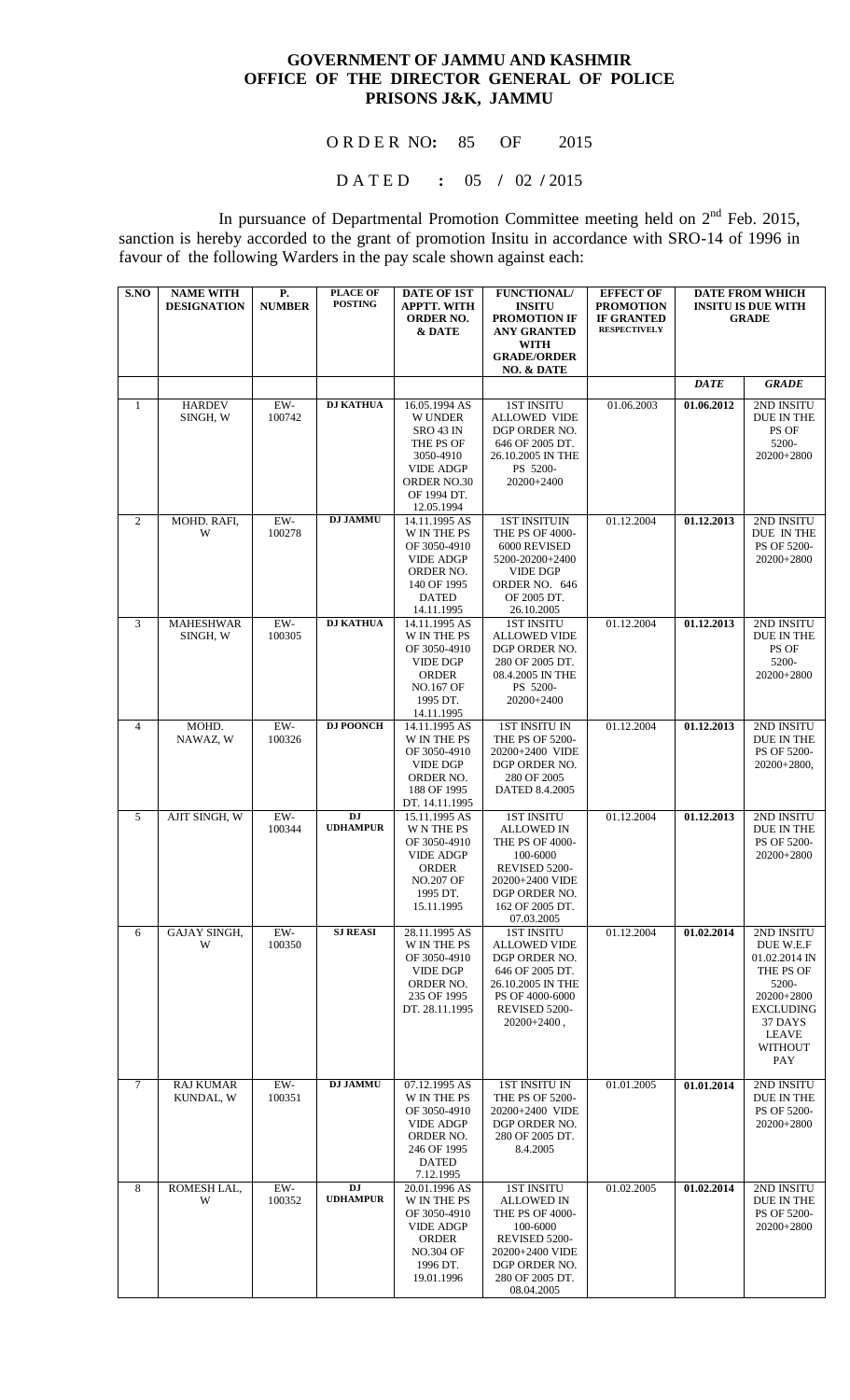# GOVERNMENT OF JAMMU AND KASHMIR
# OFFICE OF THE DIRECTOR GENERAL OF POLICE
# PRISONS J&K, JAMMU

**O R D E R NO: 85 OF 2015**

**D A T E D : 05 / 02 / 2015**

In pursuance of Departmental Promotion Committee meeting held on 2nd Feb. 2015, sanction is hereby accorded to the grant of promotion Insitu in accordance with SRO-14 of 1996 in favour of the following Warders in the pay scale shown against each:

| S.NO | NAME WITH DESIGNATION | P. NUMBER | PLACE OF POSTING | DATE OF 1ST APPTT. WITH ORDER NO. & DATE | FUNCTIONAL/ INSITU PROMOTION IF ANY GRANTED WITH GRADE/ORDER NO. & DATE | EFFECT OF PROMOTION IF GRANTED RESPECTIVELY | DATE FROM WHICH INSITU IS DUE WITH GRADE | |
|---|---|---|---|---|---|---|---|---|
| | | | | | | | *DATE* | *GRADE* |
| 1 | HARDEV SINGH, W | EW-100742 | **DJ KATHUA** | 16.05.1994 AS W UNDER SRO 43 IN THE PS OF 3050-4910 VIDE ADGP ORDER NO.30 OF 1994 DT. 12.05.1994 | 1ST INSITU ALLOWED VIDE DGP ORDER NO. 646 OF 2005 DT. 26.10.2005 IN THE PS 5200-20200+2400 | 01.06.2003 | **01.06.2012** | 2ND INSITU DUE IN THE PS OF 5200-20200+2800 |
| 2 | MOHD. RAFI, W | EW-100278 | **DJ JAMMU** | 14.11.1995 AS W IN THE PS OF 3050-4910 VIDE ADGP ORDER NO. 140 OF 1995 DATED 14.11.1995 | 1ST INSITUIN THE PS OF 4000-6000 REVISED 5200-20200+2400 VIDE DGP ORDER NO. 646 OF 2005 DT. 26.10.2005 | 01.12.2004 | **01.12.2013** | 2ND INSITU DUE IN THE PS OF 5200-20200+2800 |
| 3 | MAHESHWAR SINGH, W | EW-100305 | **DJ KATHUA** | 14.11.1995 AS W IN THE PS OF 3050-4910 VIDE DGP ORDER NO.167 OF 1995 DT. 14.11.1995 | 1ST INSITU ALLOWED VIDE DGP ORDER NO. 280 OF 2005 DT. 08.4.2005 IN THE PS 5200-20200+2400 | 01.12.2004 | **01.12.2013** | 2ND INSITU DUE IN THE PS OF 5200-20200+2800 |
| 4 | MOHD. NAWAZ, W | EW-100326 | **DJ POONCH** | 14.11.1995 AS W IN THE PS OF 3050-4910 VIDE DGP ORDER NO. 188 OF 1995 DT. 14.11.1995 | 1ST INSITU IN THE PS OF 5200-20200+2400 VIDE DGP ORDER NO. 280 OF 2005 DATED 8.4.2005 | 01.12.2004 | **01.12.2013** | 2ND INSITU DUE IN THE PS OF 5200-20200+2800, |
| 5 | AJIT SINGH, W | EW-100344 | **DJ UDHAMPUR** | 15.11.1995 AS W N THE PS OF 3050-4910 VIDE ADGP ORDER NO.207 OF 1995 DT. 15.11.1995 | 1ST INSITU ALLOWED IN THE PS OF 4000-100-6000 REVISED 5200-20200+2400 VIDE DGP ORDER NO. 162 OF 2005 DT. 07.03.2005 | 01.12.2004 | **01.12.2013** | 2ND INSITU DUE IN THE PS OF 5200-20200+2800 |
| 6 | GAJAY SINGH, W | EW-100350 | **SJ REASI** | 28.11.1995 AS W IN THE PS OF 3050-4910 VIDE DGP ORDER NO. 235 OF 1995 DT. 28.11.1995 | 1ST INSITU ALLOWED VIDE DGP ORDER NO. 646 OF 2005 DT. 26.10.2005 IN THE PS OF 4000-6000 REVISED 5200-20200+2400 , | 01.12.2004 | **01.02.2014** | 2ND INSITU DUE W.E.F 01.02.2014 IN THE PS OF 5200-20200+2800 EXCLUDING 37 DAYS LEAVE WITHOUT PAY |
| 7 | RAJ KUMAR KUNDAL, W | EW-100351 | **DJ JAMMU** | 07.12.1995 AS W IN THE PS OF 3050-4910 VIDE ADGP ORDER NO. 246 OF 1995 DATED 7.12.1995 | 1ST INSITU IN THE PS OF 5200-20200+2400 VIDE DGP ORDER NO. 280 OF 2005 DT. 8.4.2005 | 01.01.2005 | **01.01.2014** | 2ND INSITU DUE IN THE PS OF 5200-20200+2800 |
| 8 | ROMESH LAL, W | EW-100352 | **DJ UDHAMPUR** | 20.01.1996 AS W IN THE PS OF 3050-4910 VIDE ADGP ORDER NO.304 OF 1996 DT. 19.01.1996 | 1ST INSITU ALLOWED IN THE PS OF 4000-100-6000 REVISED 5200-20200+2400 VIDE DGP ORDER NO. 280 OF 2005 DT. 08.04.2005 | 01.02.2005 | **01.02.2014** | 2ND INSITU DUE IN THE PS OF 5200-20200+2800 |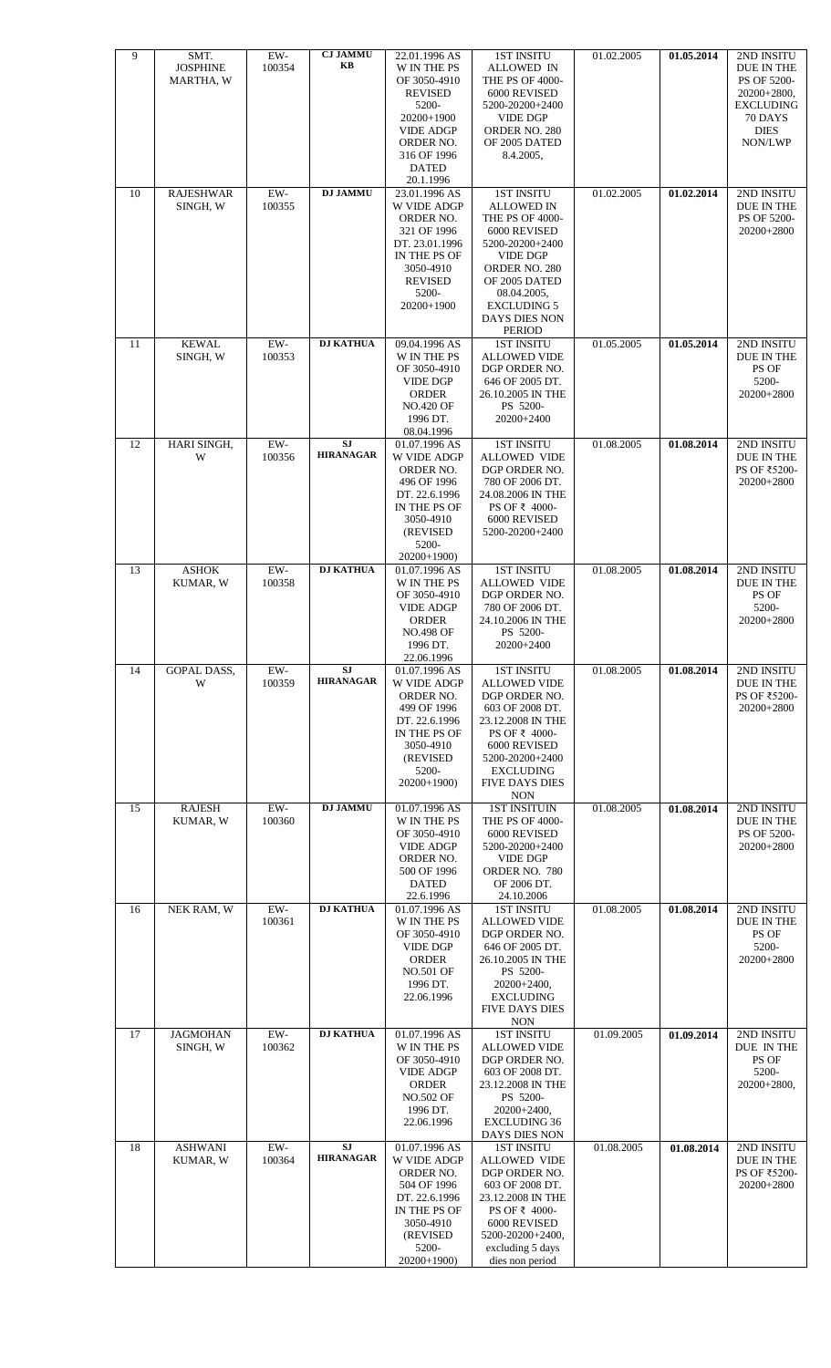| 9 | SMT. JOSPHINE MARTHA, W | EW-100354 | **CJ JAMMU KB** | 22.01.1996 AS W IN THE PS OF 3050-4910 REVISED 5200-20200+1900 VIDE ADGP ORDER NO. 316 OF 1996 DATED 20.1.1996 | 1ST INSITU ALLOWED IN THE PS OF 4000-6000 REVISED 5200-20200+2400 VIDE DGP ORDER NO. 280 OF 2005 DATED 8.4.2005, | 01.02.2005 | **01.05.2014** | 2ND INSITU DUE IN THE PS OF 5200-20200+2800, EXCLUDING 70 DAYS DIES NON/LWP |
|---|---|---|---|---|---|---|---|---|
| 10 | RAJESHWAR SINGH, W | EW-100355 | **DJ JAMMU** | 23.01.1996 AS W VIDE ADGP ORDER NO. 321 OF 1996 DT. 23.01.1996 IN THE PS OF 3050-4910 REVISED 5200-20200+1900 | 1ST INSITU ALLOWED IN THE PS OF 4000-6000 REVISED 5200-20200+2400 VIDE DGP ORDER NO. 280 OF 2005 DATED 08.04.2005, EXCLUDING 5 DAYS DIES NON PERIOD | 01.02.2005 | **01.02.2014** | 2ND INSITU DUE IN THE PS OF 5200-20200+2800 |
| 11 | KEWAL SINGH, W | EW-100353 | **DJ KATHUA** | 09.04.1996 AS W IN THE PS OF 3050-4910 VIDE DGP ORDER NO.420 OF 1996 DT. 08.04.1996 | 1ST INSITU ALLOWED VIDE DGP ORDER NO. 646 OF 2005 DT. 26.10.2005 IN THE PS 5200-20200+2400 | 01.05.2005 | **01.05.2014** | 2ND INSITU DUE IN THE PS OF 5200-20200+2800 |
| 12 | HARI SINGH, W | EW-100356 | **SJ HIRANAGAR** | 01.07.1996 AS W VIDE ADGP ORDER NO. 496 OF 1996 DT. 22.6.1996 IN THE PS OF 3050-4910 (REVISED 5200-20200+1900) | 1ST INSITU ALLOWED VIDE DGP ORDER NO. 780 OF 2006 DT. 24.08.2006 IN THE PS OF ₹ 4000-6000 REVISED 5200-20200+2400 | 01.08.2005 | **01.08.2014** | 2ND INSITU DUE IN THE PS OF ₹5200-20200+2800 |
| 13 | ASHOK KUMAR, W | EW-100358 | **DJ KATHUA** | 01.07.1996 AS W IN THE PS OF 3050-4910 VIDE ADGP ORDER NO.498 OF 1996 DT. 22.06.1996 | 1ST INSITU ALLOWED VIDE DGP ORDER NO. 780 OF 2006 DT. 24.10.2006 IN THE PS 5200-20200+2400 | 01.08.2005 | **01.08.2014** | 2ND INSITU DUE IN THE PS OF 5200-20200+2800 |
| 14 | GOPAL DASS, W | EW-100359 | **SJ HIRANAGAR** | 01.07.1996 AS W VIDE ADGP ORDER NO. 499 OF 1996 DT. 22.6.1996 IN THE PS OF 3050-4910 (REVISED 5200-20200+1900) | 1ST INSITU ALLOWED VIDE DGP ORDER NO. 603 OF 2008 DT. 23.12.2008 IN THE PS OF ₹ 4000-6000 REVISED 5200-20200+2400 EXCLUDING FIVE DAYS DIES NON | 01.08.2005 | **01.08.2014** | 2ND INSITU DUE IN THE PS OF ₹5200-20200+2800 |
| 15 | RAJESH KUMAR, W | EW-100360 | **DJ JAMMU** | 01.07.1996 AS W IN THE PS OF 3050-4910 VIDE ADGP ORDER NO. 500 OF 1996 DATED 22.6.1996 | 1ST INSITUIN THE PS OF 4000-6000 REVISED 5200-20200+2400 VIDE DGP ORDER NO. 780 OF 2006 DT. 24.10.2006 | 01.08.2005 | **01.08.2014** | 2ND INSITU DUE IN THE PS OF 5200-20200+2800 |
| 16 | NEK RAM, W | EW-100361 | **DJ KATHUA** | 01.07.1996 AS W IN THE PS OF 3050-4910 VIDE DGP ORDER NO.501 OF 1996 DT. 22.06.1996 | 1ST INSITU ALLOWED VIDE DGP ORDER NO. 646 OF 2005 DT. 26.10.2005 IN THE PS 5200-20200+2400, EXCLUDING FIVE DAYS DIES NON | 01.08.2005 | **01.08.2014** | 2ND INSITU DUE IN THE PS OF 5200-20200+2800 |
| 17 | JAGMOHAN SINGH, W | EW-100362 | **DJ KATHUA** | 01.07.1996 AS W IN THE PS OF 3050-4910 VIDE ADGP ORDER NO.502 OF 1996 DT. 22.06.1996 | 1ST INSITU ALLOWED VIDE DGP ORDER NO. 603 OF 2008 DT. 23.12.2008 IN THE PS 5200-20200+2400, EXCLUDING 36 DAYS DIES NON | 01.09.2005 | **01.09.2014** | 2ND INSITU DUE IN THE PS OF 5200-20200+2800, |
| 18 | ASHWANI KUMAR, W | EW-100364 | **SJ HIRANAGAR** | 01.07.1996 AS W VIDE ADGP ORDER NO. 504 OF 1996 DT. 22.6.1996 IN THE PS OF 3050-4910 (REVISED 5200-20200+1900) | 1ST INSITU ALLOWED VIDE DGP ORDER NO. 603 OF 2008 DT. 23.12.2008 IN THE PS OF ₹ 4000-6000 REVISED 5200-20200+2400, excluding 5 days dies non period | 01.08.2005 | **01.08.2014** | 2ND INSITU DUE IN THE PS OF ₹5200-20200+2800 |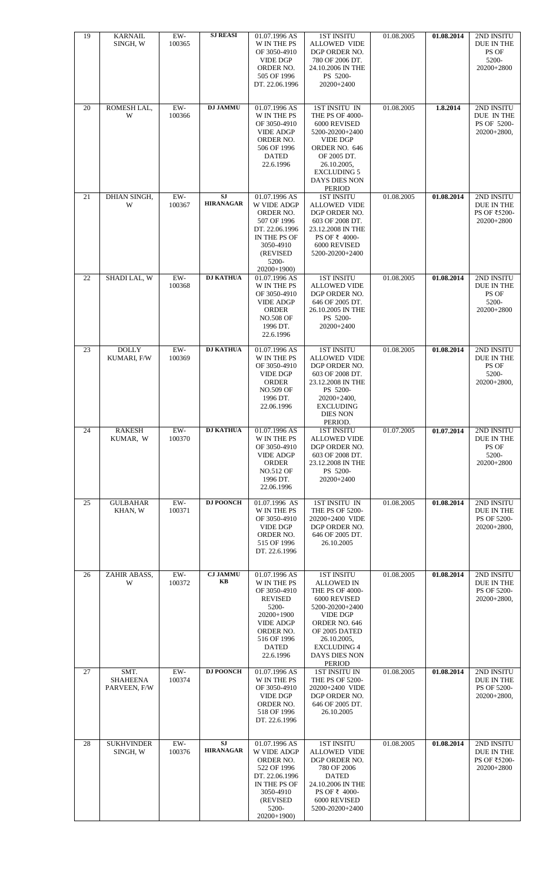| 19 | KARNAIL SINGH, W | EW-100365 | **SJ REASI** | 01.07.1996 AS W IN THE PS OF 3050-4910 VIDE DGP ORDER NO. 505 OF 1996 DT. 22.06.1996 | 1ST INSITU ALLOWED VIDE DGP ORDER NO. 780 OF 2006 DT. 24.10.2006 IN THE PS 5200-20200+2400 | 01.08.2005 | **01.08.2014** | 2ND INSITU DUE IN THE PS OF 5200-20200+2800 |
|---|---|---|---|---|---|---|---|---|
| 20 | ROMESH LAL, W | EW-100366 | **DJ JAMMU** | 01.07.1996 AS W IN THE PS OF 3050-4910 VIDE ADGP ORDER NO. 506 OF 1996 DATED 22.6.1996 | 1ST INSITU IN THE PS OF 4000-6000 REVISED 5200-20200+2400 VIDE DGP ORDER NO. 646 OF 2005 DT. 26.10.2005, EXCLUDING 5 DAYS DIES NON PERIOD | 01.08.2005 | **1.8.2014** | 2ND INSITU DUE IN THE PS OF 5200-20200+2800, |
| 21 | DHIAN SINGH, W | EW-100367 | **SJ HIRANAGAR** | 01.07.1996 AS W VIDE ADGP ORDER NO. 507 OF 1996 DT. 22.06.1996 IN THE PS OF 3050-4910 (REVISED 5200-20200+1900) | 1ST INSITU ALLOWED VIDE DGP ORDER NO. 603 OF 2008 DT. 23.12.2008 IN THE PS OF ₹ 4000-6000 REVISED 5200-20200+2400 | 01.08.2005 | **01.08.2014** | 2ND INSITU DUE IN THE PS OF ₹5200-20200+2800 |
| 22 | SHADI LAL, W | EW-100368 | **DJ KATHUA** | 01.07.1996 AS W IN THE PS OF 3050-4910 VIDE ADGP ORDER NO.508 OF 1996 DT. 22.6.1996 | 1ST INSITU ALLOWED VIDE DGP ORDER NO. 646 OF 2005 DT. 26.10.2005 IN THE PS 5200-20200+2400 | 01.08.2005 | **01.08.2014** | 2ND INSITU DUE IN THE PS OF 5200-20200+2800 |
| 23 | DOLLY KUMARI, F/W | EW-100369 | **DJ KATHUA** | 01.07.1996 AS W IN THE PS OF 3050-4910 VIDE DGP ORDER NO.509 OF 1996 DT. 22.06.1996 | 1ST INSITU ALLOWED VIDE DGP ORDER NO. 603 OF 2008 DT. 23.12.2008 IN THE PS 5200-20200+2400, EXCLUDING DIES NON PERIOD. | 01.08.2005 | **01.08.2014** | 2ND INSITU DUE IN THE PS OF 5200-20200+2800, |
| 24 | RAKESH KUMAR, W | EW-100370 | **DJ KATHUA** | 01.07.1996 AS W IN THE PS OF 3050-4910 VIDE ADGP ORDER NO.512 OF 1996 DT. 22.06.1996 | 1ST INSITU ALLOWED VIDE DGP ORDER NO. 603 OF 2008 DT. 23.12.2008 IN THE PS 5200-20200+2400 | 01.07.2005 | **01.07.2014** | 2ND INSITU DUE IN THE PS OF 5200-20200+2800 |
| 25 | GULBAHAR KHAN, W | EW-100371 | **DJ POONCH** | 01.07.1996 AS W IN THE PS OF 3050-4910 VIDE DGP ORDER NO. 515 OF 1996 DT. 22.6.1996 | 1ST INSITU IN THE PS OF 5200-20200+2400 VIDE DGP ORDER NO. 646 OF 2005 DT. 26.10.2005 | 01.08.2005 | **01.08.2014** | 2ND INSITU DUE IN THE PS OF 5200-20200+2800, |
| 26 | ZAHIR ABASS, W | EW-100372 | **CJ JAMMU KB** | 01.07.1996 AS W IN THE PS OF 3050-4910 REVISED 5200-20200+1900 VIDE ADGP ORDER NO. 516 OF 1996 DATED 22.6.1996 | 1ST INSITU ALLOWED IN THE PS OF 4000-6000 REVISED 5200-20200+2400 VIDE DGP ORDER NO. 646 OF 2005 DATED 26.10.2005, EXCLUDING 4 DAYS DIES NON PERIOD | 01.08.2005 | **01.08.2014** | 2ND INSITU DUE IN THE PS OF 5200-20200+2800, |
| 27 | SMT. SHAHEENA PARVEEN, F/W | EW-100374 | **DJ POONCH** | 01.07.1996 AS W IN THE PS OF 3050-4910 VIDE DGP ORDER NO. 518 OF 1996 DT. 22.6.1996 | 1ST INSITU IN THE PS OF 5200-20200+2400 VIDE DGP ORDER NO. 646 OF 2005 DT. 26.10.2005 | 01.08.2005 | **01.08.2014** | 2ND INSITU DUE IN THE PS OF 5200-20200+2800, |
| 28 | SUKHVINDER SINGH, W | EW-100376 | **SJ HIRANAGAR** | 01.07.1996 AS W VIDE ADGP ORDER NO. 522 OF 1996 DT. 22.06.1996 IN THE PS OF 3050-4910 (REVISED 5200-20200+1900) | 1ST INSITU ALLOWED VIDE DGP ORDER NO. 780 OF 2006 DATED 24.10.2006 IN THE PS OF ₹ 4000-6000 REVISED 5200-20200+2400 | 01.08.2005 | **01.08.2014** | 2ND INSITU DUE IN THE PS OF ₹5200-20200+2800 |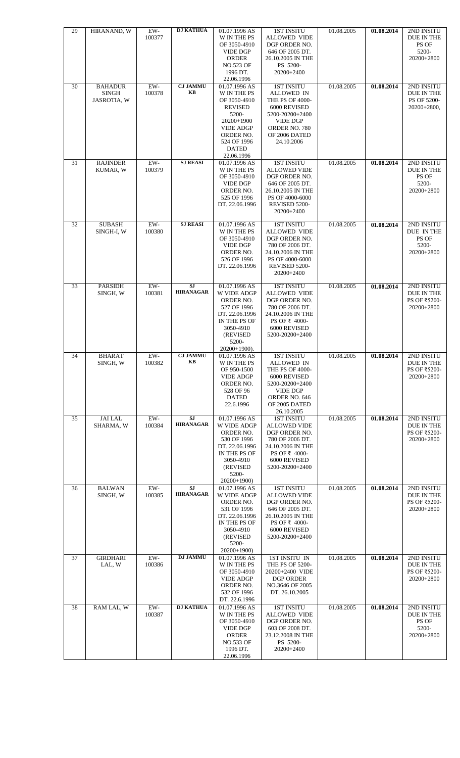| 29 | HIRANAND, W | EW-100377 | **DJ KATHUA** | 01.07.1996 AS W IN THE PS OF 3050-4910 VIDE DGP ORDER NO.523 OF 1996 DT. 22.06.1996 | 1ST INSITU ALLOWED VIDE DGP ORDER NO. 646 OF 2005 DT. 26.10.2005 IN THE PS 5200-20200+2400 | 01.08.2005 | **01.08.2014** | 2ND INSITU DUE IN THE PS OF 5200-20200+2800 |
|---|---|---|---|---|---|---|---|---|
| 30 | BAHADUR SINGH JASROTIA, W | EW-100378 | **CJ JAMMU KB** | 01.07.1996 AS W IN THE PS OF 3050-4910 REVISED 5200-20200+1900 VIDE ADGP ORDER NO. 524 OF 1996 DATED 22.06.1996 | 1ST INSITU ALLOWED IN THE PS OF 4000-6000 REVISED 5200-20200+2400 VIDE DGP ORDER NO. 780 OF 2006 DATED 24.10.2006 | 01.08.2005 | **01.08.2014** | 2ND INSITU DUE IN THE PS OF 5200-20200+2800, |
| 31 | RAJINDER KUMAR, W | EW-100379 | **SJ REASI** | 01.07.1996 AS W IN THE PS OF 3050-4910 VIDE DGP ORDER NO. 525 OF 1996 DT. 22.06.1996 | 1ST INSITU ALLOWED VIDE DGP ORDER NO. 646 OF 2005 DT. 26.10.2005 IN THE PS OF 4000-6000 REVISED 5200-20200+2400 | 01.08.2005 | **01.08.2014** | 2ND INSITU DUE IN THE PS OF 5200-20200+2800 |
| 32 | SUBASH SINGH-I, W | EW-100380 | **SJ REASI** | 01.07.1996 AS W IN THE PS OF 3050-4910 VIDE DGP ORDER NO. 526 OF 1996 DT. 22.06.1996 | 1ST INSITU ALLOWED VIDE DGP ORDER NO. 780 OF 2006 DT. 24.10.2006 IN THE PS OF 4000-6000 REVISED 5200-20200+2400 | 01.08.2005 | **01.08.2014** | 2ND INSITU DUE IN THE PS OF 5200-20200+2800 |
| 33 | PARSIDH SINGH, W | EW-100381 | **SJ HIRANAGAR** | 01.07.1996 AS W VIDE ADGP ORDER NO. 527 OF 1996 DT. 22.06.1996 IN THE PS OF 3050-4910 (REVISED 5200-20200+1900). | 1ST INSITU ALLOWED VIDE DGP ORDER NO. 780 OF 2006 DT. 24.10.2006 IN THE PS OF ₹ 4000-6000 REVISED 5200-20200+2400 | 01.08.2005 | **01.08.2014** | 2ND INSITU DUE IN THE PS OF ₹5200-20200+2800 |
| 34 | BHARAT SINGH, W | EW-100382 | **CJ JAMMU KB** | 01.07.1996 AS W IN THE PS OF 950-1500 VIDE ADGP ORDER NO. 528 OF 96 DATED 22.6.1996 | 1ST INSITU ALLOWED IN THE PS OF 4000-6000 REVISED 5200-20200+2400 VIDE DGP ORDER NO. 646 OF 2005 DATED 26.10.2005 | 01.08.2005 | **01.08.2014** | 2ND INSITU DUE IN THE PS OF ₹5200-20200+2800 |
| 35 | JAI LAL SHARMA, W | EW-100384 | **SJ HIRANAGAR** | 01.07.1996 AS W VIDE ADGP ORDER NO. 530 OF 1996 DT. 22.06.1996 IN THE PS OF 3050-4910 (REVISED 5200-20200+1900) | 1ST INSITU ALLOWED VIDE DGP ORDER NO. 780 OF 2006 DT. 24.10.2006 IN THE PS OF ₹ 4000-6000 REVISED 5200-20200+2400 | 01.08.2005 | **01.08.2014** | 2ND INSITU DUE IN THE PS OF ₹5200-20200+2800 |
| 36 | BALWAN SINGH, W | EW-100385 | **SJ HIRANAGAR** | 01.07.1996 AS W VIDE ADGP ORDER NO. 531 OF 1996 DT. 22.06.1996 IN THE PS OF 3050-4910 (REVISED 5200-20200+1900) | 1ST INSITU ALLOWED VIDE DGP ORDER NO. 646 OF 2005 DT. 26.10.2005 IN THE PS OF ₹ 4000-6000 REVISED 5200-20200+2400 | 01.08.2005 | **01.08.2014** | 2ND INSITU DUE IN THE PS OF ₹5200-20200+2800 |
| 37 | GIRDHARI LAL, W | EW-100386 | **DJ JAMMU** | 01.07.1996 AS W IN THE PS OF 3050-4910 VIDE ADGP ORDER NO. 532 OF 1996 DT. 22.6.1996 | 1ST INSITU IN THE PS OF 5200-20200+2400 VIDE DGP ORDER NO.3646 OF 2005 DT. 26.10.2005 | 01.08.2005 | **01.08.2014** | 2ND INSITU DUE IN THE PS OF ₹5200-20200+2800 |
| 38 | RAM LAL, W | EW-100387 | **DJ KATHUA** | 01.07.1996 AS W IN THE PS OF 3050-4910 VIDE DGP ORDER NO.533 OF 1996 DT. 22.06.1996 | 1ST INSITU ALLOWED VIDE DGP ORDER NO. 603 OF 2008 DT. 23.12.2008 IN THE PS 5200-20200+2400 | 01.08.2005 | **01.08.2014** | 2ND INSITU DUE IN THE PS OF 5200-20200+2800 |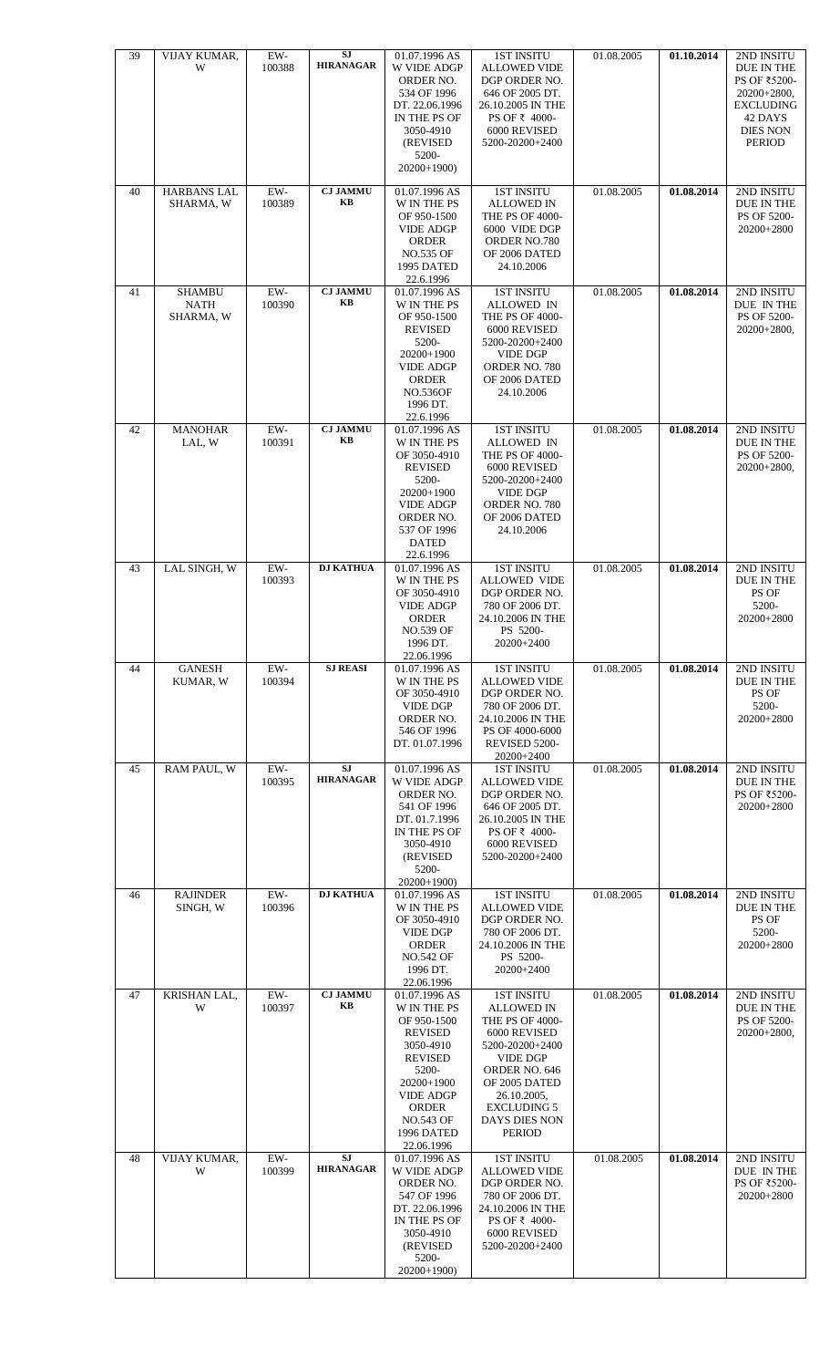| 39 | VIJAY KUMAR, W | EW-100388 | **SJ HIRANAGAR** | 01.07.1996 AS W VIDE ADGP ORDER NO. 534 OF 1996 DT. 22.06.1996 IN THE PS OF 3050-4910 (REVISED 5200-20200+1900) | 1ST INSITU ALLOWED VIDE DGP ORDER NO. 646 OF 2005 DT. 26.10.2005 IN THE PS OF ₹ 4000-6000 REVISED 5200-20200+2400 | 01.08.2005 | **01.10.2014** | 2ND INSITU DUE IN THE PS OF ₹5200-20200+2800, EXCLUDING 42 DAYS DIES NON PERIOD |
|---|---|---|---|---|---|---|---|---|
| 40 | HARBANS LAL SHARMA, W | EW-100389 | **CJ JAMMU KB** | 01.07.1996 AS W IN THE PS OF 950-1500 VIDE ADGP ORDER NO.535 OF 1995 DATED 22.6.1996 | 1ST INSITU ALLOWED IN THE PS OF 4000-6000 VIDE DGP ORDER NO.780 OF 2006 DATED 24.10.2006 | 01.08.2005 | **01.08.2014** | 2ND INSITU DUE IN THE PS OF 5200-20200+2800 |
| 41 | SHAMBU NATH SHARMA, W | EW-100390 | **CJ JAMMU KB** | 01.07.1996 AS W IN THE PS OF 950-1500 REVISED 5200-20200+1900 VIDE ADGP ORDER NO.536OF 1996 DT. 22.6.1996 | 1ST INSITU ALLOWED IN THE PS OF 4000-6000 REVISED 5200-20200+2400 VIDE DGP ORDER NO. 780 OF 2006 DATED 24.10.2006 | 01.08.2005 | **01.08.2014** | 2ND INSITU DUE IN THE PS OF 5200-20200+2800, |
| 42 | MANOHAR LAL, W | EW-100391 | **CJ JAMMU KB** | 01.07.1996 AS W IN THE PS OF 3050-4910 REVISED 5200-20200+1900 VIDE ADGP ORDER NO. 537 OF 1996 DATED 22.6.1996 | 1ST INSITU ALLOWED IN THE PS OF 4000-6000 REVISED 5200-20200+2400 VIDE DGP ORDER NO. 780 OF 2006 DATED 24.10.2006 | 01.08.2005 | **01.08.2014** | 2ND INSITU DUE IN THE PS OF 5200-20200+2800, |
| 43 | LAL SINGH, W | EW-100393 | **DJ KATHUA** | 01.07.1996 AS W IN THE PS OF 3050-4910 VIDE ADGP ORDER NO.539 OF 1996 DT. 22.06.1996 | 1ST INSITU ALLOWED VIDE DGP ORDER NO. 780 OF 2006 DT. 24.10.2006 IN THE PS 5200-20200+2400 | 01.08.2005 | **01.08.2014** | 2ND INSITU DUE IN THE PS OF 5200-20200+2800 |
| 44 | GANESH KUMAR, W | EW-100394 | **SJ REASI** | 01.07.1996 AS W IN THE PS OF 3050-4910 VIDE DGP ORDER NO. 546 OF 1996 DT. 01.07.1996 | 1ST INSITU ALLOWED VIDE DGP ORDER NO. 780 OF 2006 DT. 24.10.2006 IN THE PS OF 4000-6000 REVISED 5200-20200+2400 | 01.08.2005 | **01.08.2014** | 2ND INSITU DUE IN THE PS OF 5200-20200+2800 |
| 45 | RAM PAUL, W | EW-100395 | **SJ HIRANAGAR** | 01.07.1996 AS W VIDE ADGP ORDER NO. 541 OF 1996 DT. 01.7.1996 IN THE PS OF 3050-4910 (REVISED 5200-20200+1900) | 1ST INSITU ALLOWED VIDE DGP ORDER NO. 646 OF 2005 DT. 26.10.2005 IN THE PS OF ₹ 4000-6000 REVISED 5200-20200+2400 | 01.08.2005 | **01.08.2014** | 2ND INSITU DUE IN THE PS OF ₹5200-20200+2800 |
| 46 | RAJINDER SINGH, W | EW-100396 | **DJ KATHUA** | 01.07.1996 AS W IN THE PS OF 3050-4910 VIDE DGP ORDER NO.542 OF 1996 DT. 22.06.1996 | 1ST INSITU ALLOWED VIDE DGP ORDER NO. 780 OF 2006 DT. 24.10.2006 IN THE PS 5200-20200+2400 | 01.08.2005 | **01.08.2014** | 2ND INSITU DUE IN THE PS OF 5200-20200+2800 |
| 47 | KRISHAN LAL, W | EW-100397 | **CJ JAMMU KB** | 01.07.1996 AS W IN THE PS OF 950-1500 REVISED 3050-4910 REVISED 5200-20200+1900 VIDE ADGP ORDER NO.543 OF 1996 DATED 22.06.1996 | 1ST INSITU ALLOWED IN THE PS OF 4000-6000 REVISED 5200-20200+2400 VIDE DGP ORDER NO. 646 OF 2005 DATED 26.10.2005, EXCLUDING 5 DAYS DIES NON PERIOD | 01.08.2005 | **01.08.2014** | 2ND INSITU DUE IN THE PS OF 5200-20200+2800, |
| 48 | VIJAY KUMAR, W | EW-100399 | **SJ HIRANAGAR** | 01.07.1996 AS W VIDE ADGP ORDER NO. 547 OF 1996 DT. 22.06.1996 IN THE PS OF 3050-4910 (REVISED 5200-20200+1900) | 1ST INSITU ALLOWED VIDE DGP ORDER NO. 780 OF 2006 DT. 24.10.2006 IN THE PS OF ₹ 4000-6000 REVISED 5200-20200+2400 | 01.08.2005 | **01.08.2014** | 2ND INSITU DUE IN THE PS OF ₹5200-20200+2800 |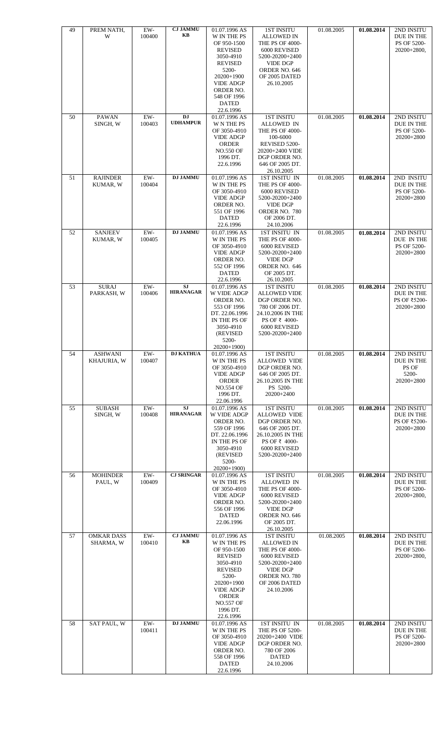| 49 | PREM NATH, W | EW-100400 | **CJ JAMMU KB** | 01.07.1996 AS W IN THE PS OF 950-1500 REVISED 3050-4910 REVISED 5200-20200+1900 VIDE ADGP ORDER NO. 548 OF 1996 DATED 22.6.1996 | 1ST INSITU ALLOWED IN THE PS OF 4000-6000 REVISED 5200-20200+2400 VIDE DGP ORDER NO. 646 OF 2005 DATED 26.10.2005 | 01.08.2005 | **01.08.2014** | 2ND INSITU DUE IN THE PS OF 5200-20200+2800, |
|---|---|---|---|---|---|---|---|---|
| 50 | PAWAN SINGH, W | EW-100403 | **DJ UDHAMPUR** | 01.07.1996 AS W N THE PS OF 3050-4910 VIDE ADGP ORDER NO.550 OF 1996 DT. 22.6.1996 | 1ST INSITU ALLOWED IN THE PS OF 4000-100-6000 REVISED 5200-20200+2400 VIDE DGP ORDER NO. 646 OF 2005 DT. 26.10.2005 | 01.08.2005 | **01.08.2014** | 2ND INSITU DUE IN THE PS OF 5200-20200+2800 |
| 51 | RAJINDER KUMAR, W | EW-100404 | **DJ JAMMU** | 01.07.1996 AS W IN THE PS OF 3050-4910 VIDE ADGP ORDER NO. 551 OF 1996 DATED 22.6.1996 | 1ST INSITU IN THE PS OF 4000-6000 REVISED 5200-20200+2400 VIDE DGP ORDER NO. 780 OF 2006 DT. 24.10.2006 | 01.08.2005 | **01.08.2014** | 2ND INSITU DUE IN THE PS OF 5200-20200+2800 |
| 52 | SANJEEV KUMAR, W | EW-100405 | **DJ JAMMU** | 01.07.1996 AS W IN THE PS OF 3050-4910 VIDE ADGP ORDER NO. 552 OF 1996 DATED 22.6.1996 | 1ST INSITU IN THE PS OF 4000-6000 REVISED 5200-20200+2400 VIDE DGP ORDER NO. 646 OF 2005 DT. 26.10.2005 | 01.08.2005 | **01.08.2014** | 2ND INSITU DUE IN THE PS OF 5200-20200+2800 |
| 53 | SURAJ PARKASH, W | EW-100406 | **SJ HIRANAGAR** | 01.07.1996 AS W VIDE ADGP ORDER NO. 553 OF 1996 DT. 22.06.1996 IN THE PS OF 3050-4910 (REVISED 5200-20200+1900) | 1ST INSITU ALLOWED VIDE DGP ORDER NO. 780 OF 2006 DT. 24.10.2006 IN THE PS OF ₹ 4000-6000 REVISED 5200-20200+2400 | 01.08.2005 | **01.08.2014** | 2ND INSITU DUE IN THE PS OF ₹5200-20200+2800 |
| 54 | ASHWANI KHAJURIA, W | EW-100407 | **DJ KATHUA** | 01.07.1996 AS W IN THE PS OF 3050-4910 VIDE ADGP ORDER NO.554 OF 1996 DT. 22.06.1996 | 1ST INSITU ALLOWED VIDE DGP ORDER NO. 646 OF 2005 DT. 26.10.2005 IN THE PS 5200-20200+2400 | 01.08.2005 | **01.08.2014** | 2ND INSITU DUE IN THE PS OF 5200-20200+2800 |
| 55 | SUBASH SINGH, W | EW-100408 | **SJ HIRANAGAR** | 01.07.1996 AS W VIDE ADGP ORDER NO. 559 OF 1996 DT. 22.06.1996 IN THE PS OF 3050-4910 (REVISED 5200-20200+1900) | 1ST INSITU ALLOWED VIDE DGP ORDER NO. 646 OF 2005 DT. 26.10.2005 IN THE PS OF ₹ 4000-6000 REVISED 5200-20200+2400 | 01.08.2005 | **01.08.2014** | 2ND INSITU DUE IN THE PS OF ₹5200-20200+2800 |
| 56 | MOHINDER PAUL, W | EW-100409 | **CJ SRINGAR** | 01.07.1996 AS W IN THE PS OF 3050-4910 VIDE ADGP ORDER NO. 556 OF 1996 DATED 22.06.1996 | 1ST INSITU ALLOWED IN THE PS OF 4000-6000 REVISED 5200-20200+2400 VIDE DGP ORDER NO. 646 OF 2005 DT. 26.10.2005 | 01.08.2005 | **01.08.2014** | 2ND INSITU DUE IN THE PS OF 5200-20200+2800, |
| 57 | OMKAR DASS SHARMA, W | EW-100410 | **CJ JAMMU KB** | 01.07.1996 AS W IN THE PS OF 950-1500 REVISED 3050-4910 REVISED 5200-20200+1900 VIDE ADGP ORDER NO.557 OF 1996 DT. 22.6.1996 | 1ST INSITU ALLOWED IN THE PS OF 4000-6000 REVISED 5200-20200+2400 VIDE DGP ORDER NO. 780 OF 2006 DATED 24.10.2006 | 01.08.2005 | **01.08.2014** | 2ND INSITU DUE IN THE PS OF 5200-20200+2800, |
| 58 | SAT PAUL, W | EW-100411 | **DJ JAMMU** | 01.07.1996 AS W IN THE PS OF 3050-4910 VIDE ADGP ORDER NO. 558 OF 1996 DATED 22.6.1996 | 1ST INSITU IN THE PS OF 5200-20200+2400 VIDE DGP ORDER NO. 780 OF 2006 DATED 24.10.2006 | 01.08.2005 | **01.08.2014** | 2ND INSITU DUE IN THE PS OF 5200-20200+2800 |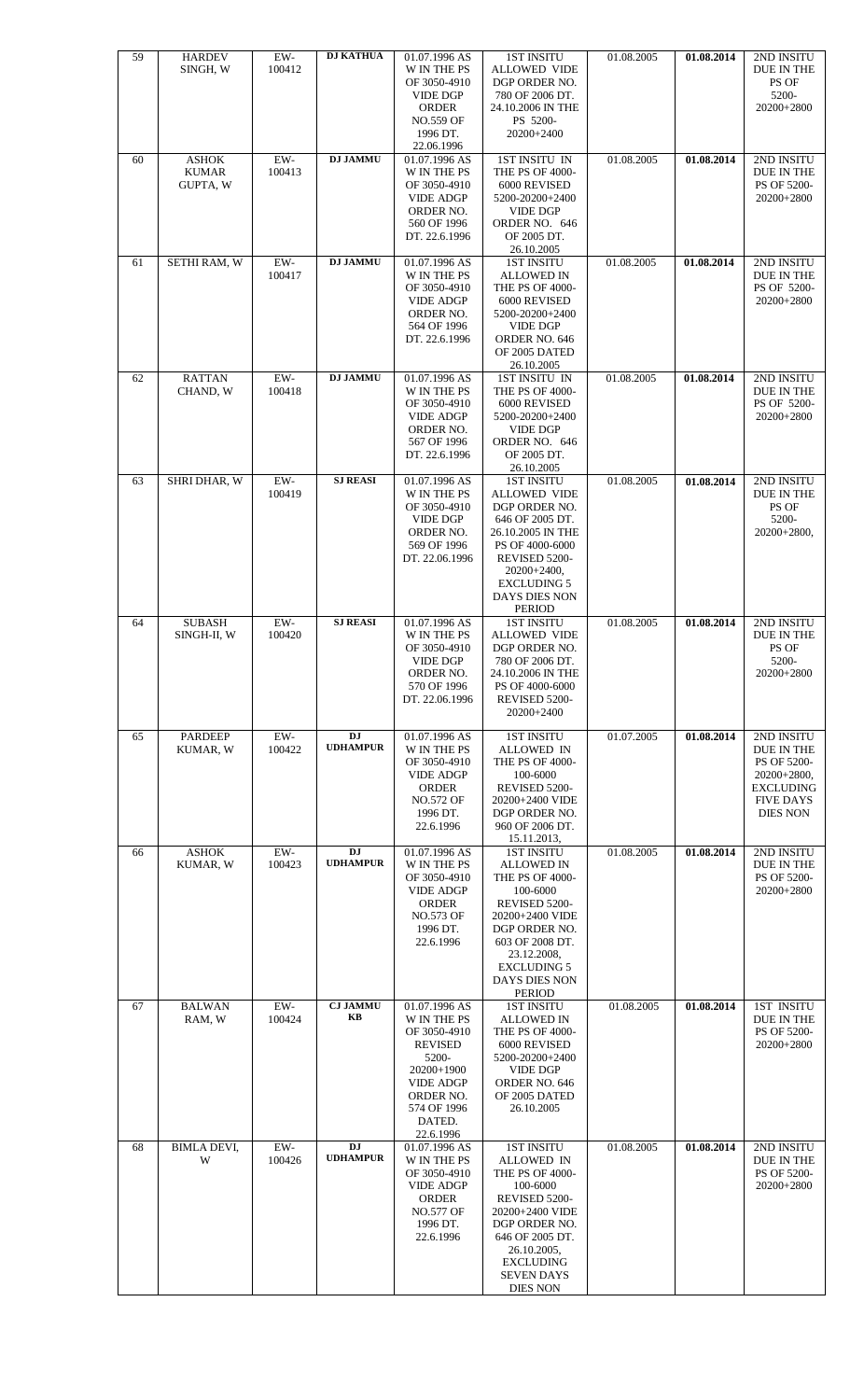| 59 | HARDEV SINGH, W | EW-100412 | **DJ KATHUA** | 01.07.1996 AS W IN THE PS OF 3050-4910 VIDE DGP ORDER NO.559 OF 1996 DT. 22.06.1996 | 1ST INSITU ALLOWED VIDE DGP ORDER NO. 780 OF 2006 DT. 24.10.2006 IN THE PS 5200-20200+2400 | 01.08.2005 | **01.08.2014** | 2ND INSITU DUE IN THE PS OF 5200-20200+2800 |
|---|---|---|---|---|---|---|---|---|
| 60 | ASHOK KUMAR GUPTA, W | EW-100413 | **DJ JAMMU** | 01.07.1996 AS W IN THE PS OF 3050-4910 VIDE ADGP ORDER NO. 560 OF 1996 DT. 22.6.1996 | 1ST INSITU IN THE PS OF 4000-6000 REVISED 5200-20200+2400 VIDE DGP ORDER NO. 646 OF 2005 DT. 26.10.2005 | 01.08.2005 | **01.08.2014** | 2ND INSITU DUE IN THE PS OF 5200-20200+2800 |
| 61 | SETHI RAM, W | EW-100417 | **DJ JAMMU** | 01.07.1996 AS W IN THE PS OF 3050-4910 VIDE ADGP ORDER NO. 564 OF 1996 DT. 22.6.1996 | 1ST INSITU ALLOWED IN THE PS OF 4000-6000 REVISED 5200-20200+2400 VIDE DGP ORDER NO. 646 OF 2005 DATED 26.10.2005 | 01.08.2005 | **01.08.2014** | 2ND INSITU DUE IN THE PS OF 5200-20200+2800 |
| 62 | RATTAN CHAND, W | EW-100418 | **DJ JAMMU** | 01.07.1996 AS W IN THE PS OF 3050-4910 VIDE ADGP ORDER NO. 567 OF 1996 DT. 22.6.1996 | 1ST INSITU IN THE PS OF 4000-6000 REVISED 5200-20200+2400 VIDE DGP ORDER NO. 646 OF 2005 DT. 26.10.2005 | 01.08.2005 | **01.08.2014** | 2ND INSITU DUE IN THE PS OF 5200-20200+2800 |
| 63 | SHRI DHAR, W | EW-100419 | **SJ REASI** | 01.07.1996 AS W IN THE PS OF 3050-4910 VIDE DGP ORDER NO. 569 OF 1996 DT. 22.06.1996 | 1ST INSITU ALLOWED VIDE DGP ORDER NO. 646 OF 2005 DT. 26.10.2005 IN THE PS OF 4000-6000 REVISED 5200-20200+2400, EXCLUDING 5 DAYS DIES NON PERIOD | 01.08.2005 | **01.08.2014** | 2ND INSITU DUE IN THE PS OF 5200-20200+2800, |
| 64 | SUBASH SINGH-II, W | EW-100420 | **SJ REASI** | 01.07.1996 AS W IN THE PS OF 3050-4910 VIDE DGP ORDER NO. 570 OF 1996 DT. 22.06.1996 | 1ST INSITU ALLOWED VIDE DGP ORDER NO. 780 OF 2006 DT. 24.10.2006 IN THE PS OF 4000-6000 REVISED 5200-20200+2400 | 01.08.2005 | **01.08.2014** | 2ND INSITU DUE IN THE PS OF 5200-20200+2800 |
| 65 | PARDEEP KUMAR, W | EW-100422 | **DJ UDHAMPUR** | 01.07.1996 AS W IN THE PS OF 3050-4910 VIDE ADGP ORDER NO.572 OF 1996 DT. 22.6.1996 | 1ST INSITU ALLOWED IN THE PS OF 4000-100-6000 REVISED 5200-20200+2400 VIDE DGP ORDER NO. 960 OF 2006 DT. 15.11.2013, | 01.07.2005 | **01.08.2014** | 2ND INSITU DUE IN THE PS OF 5200-20200+2800, EXCLUDING FIVE DAYS DIES NON |
| 66 | ASHOK KUMAR, W | EW-100423 | **DJ UDHAMPUR** | 01.07.1996 AS W IN THE PS OF 3050-4910 VIDE ADGP ORDER NO.573 OF 1996 DT. 22.6.1996 | 1ST INSITU ALLOWED IN THE PS OF 4000-100-6000 REVISED 5200-20200+2400 VIDE DGP ORDER NO. 603 OF 2008 DT. 23.12.2008, EXCLUDING 5 DAYS DIES NON PERIOD | 01.08.2005 | **01.08.2014** | 2ND INSITU DUE IN THE PS OF 5200-20200+2800 |
| 67 | BALWAN RAM, W | EW-100424 | **CJ JAMMU KB** | 01.07.1996 AS W IN THE PS OF 3050-4910 REVISED 5200-20200+1900 VIDE ADGP ORDER NO. 574 OF 1996 DATED. 22.6.1996 | 1ST INSITU ALLOWED IN THE PS OF 4000-6000 REVISED 5200-20200+2400 VIDE DGP ORDER NO. 646 OF 2005 DATED 26.10.2005 | 01.08.2005 | **01.08.2014** | 1ST INSITU DUE IN THE PS OF 5200-20200+2800 |
| 68 | BIMLA DEVI, W | EW-100426 | **DJ UDHAMPUR** | 01.07.1996 AS W IN THE PS OF 3050-4910 VIDE ADGP ORDER NO.577 OF 1996 DT. 22.6.1996 | 1ST INSITU ALLOWED IN THE PS OF 4000-100-6000 REVISED 5200-20200+2400 VIDE DGP ORDER NO. 646 OF 2005 DT. 26.10.2005, EXCLUDING SEVEN DAYS DIES NON | 01.08.2005 | **01.08.2014** | 2ND INSITU DUE IN THE PS OF 5200-20200+2800 |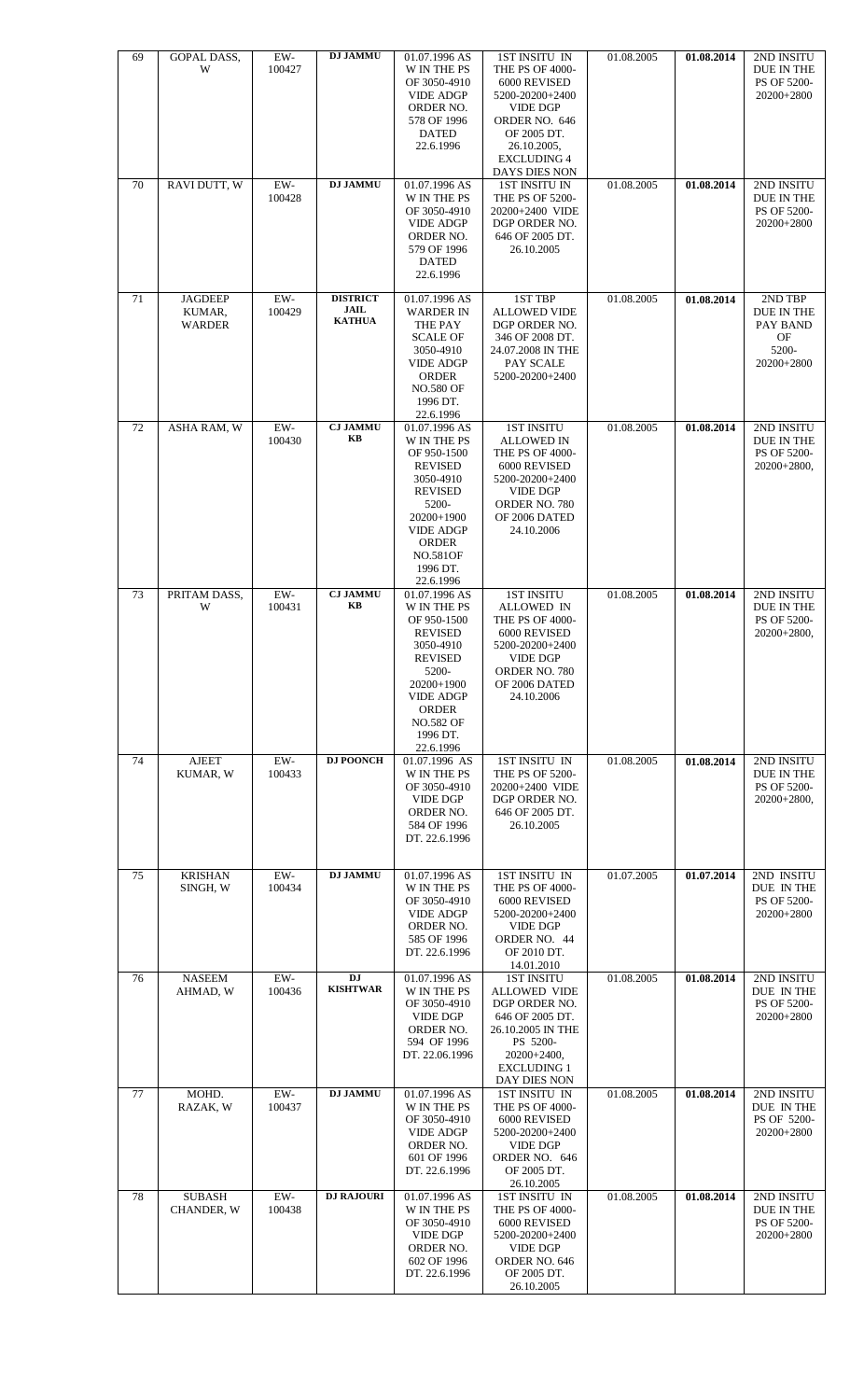| 69 | GOPAL DASS, W | EW-100427 | **DJ JAMMU** | 01.07.1996 AS W IN THE PS OF 3050-4910 VIDE ADGP ORDER NO. 578 OF 1996 DATED 22.6.1996 | 1ST INSITU IN THE PS OF 4000-6000 REVISED 5200-20200+2400 VIDE DGP ORDER NO. 646 OF 2005 DT. 26.10.2005, EXCLUDING 4 DAYS DIES NON | 01.08.2005 | **01.08.2014** | 2ND INSITU DUE IN THE PS OF 5200-20200+2800 |
|---|---|---|---|---|---|---|---|---|
| 70 | RAVI DUTT, W | EW-100428 | **DJ JAMMU** | 01.07.1996 AS W IN THE PS OF 3050-4910 VIDE ADGP ORDER NO. 579 OF 1996 DATED 22.6.1996 | 1ST INSITU IN THE PS OF 5200-20200+2400 VIDE DGP ORDER NO. 646 OF 2005 DT. 26.10.2005 | 01.08.2005 | **01.08.2014** | 2ND INSITU DUE IN THE PS OF 5200-20200+2800 |
| 71 | JAGDEEP KUMAR, WARDER | EW-100429 | **DISTRICT JAIL KATHUA** | 01.07.1996 AS WARDER IN THE PAY SCALE OF 3050-4910 VIDE ADGP ORDER NO.580 OF 1996 DT. 22.6.1996 | 1ST TBP ALLOWED VIDE DGP ORDER NO. 346 OF 2008 DT. 24.07.2008 IN THE PAY SCALE 5200-20200+2400 | 01.08.2005 | **01.08.2014** | 2ND TBP DUE IN THE PAY BAND OF 5200-20200+2800 |
| 72 | ASHA RAM, W | EW-100430 | **CJ JAMMU KB** | 01.07.1996 AS W IN THE PS OF 950-1500 REVISED 3050-4910 REVISED 5200-20200+1900 VIDE ADGP ORDER NO.581OF 1996 DT. 22.6.1996 | 1ST INSITU ALLOWED IN THE PS OF 4000-6000 REVISED 5200-20200+2400 VIDE DGP ORDER NO. 780 OF 2006 DATED 24.10.2006 | 01.08.2005 | **01.08.2014** | 2ND INSITU DUE IN THE PS OF 5200-20200+2800, |
| 73 | PRITAM DASS, W | EW-100431 | **CJ JAMMU KB** | 01.07.1996 AS W IN THE PS OF 950-1500 REVISED 3050-4910 REVISED 5200-20200+1900 VIDE ADGP ORDER NO.582 OF 1996 DT. 22.6.1996 | 1ST INSITU ALLOWED IN THE PS OF 4000-6000 REVISED 5200-20200+2400 VIDE DGP ORDER NO. 780 OF 2006 DATED 24.10.2006 | 01.08.2005 | **01.08.2014** | 2ND INSITU DUE IN THE PS OF 5200-20200+2800, |
| 74 | AJEET KUMAR, W | EW-100433 | **DJ POONCH** | 01.07.1996 AS W IN THE PS OF 3050-4910 VIDE DGP ORDER NO. 584 OF 1996 DT. 22.6.1996 | 1ST INSITU IN THE PS OF 5200-20200+2400 VIDE DGP ORDER NO. 646 OF 2005 DT. 26.10.2005 | 01.08.2005 | **01.08.2014** | 2ND INSITU DUE IN THE PS OF 5200-20200+2800, |
| 75 | KRISHAN SINGH, W | EW-100434 | **DJ JAMMU** | 01.07.1996 AS W IN THE PS OF 3050-4910 VIDE ADGP ORDER NO. 585 OF 1996 DT. 22.6.1996 | 1ST INSITU IN THE PS OF 4000-6000 REVISED 5200-20200+2400 VIDE DGP ORDER NO. 44 OF 2010 DT. 14.01.2010 | 01.07.2005 | **01.07.2014** | 2ND INSITU DUE IN THE PS OF 5200-20200+2800 |
| 76 | NASEEM AHMAD, W | EW-100436 | **DJ KISHTWAR** | 01.07.1996 AS W IN THE PS OF 3050-4910 VIDE DGP ORDER NO. 594 OF 1996 DT. 22.06.1996 | 1ST INSITU ALLOWED VIDE DGP ORDER NO. 646 OF 2005 DT. 26.10.2005 IN THE PS 5200-20200+2400, EXCLUDING 1 DAY DIES NON | 01.08.2005 | **01.08.2014** | 2ND INSITU DUE IN THE PS OF 5200-20200+2800 |
| 77 | MOHD. RAZAK, W | EW-100437 | **DJ JAMMU** | 01.07.1996 AS W IN THE PS OF 3050-4910 VIDE ADGP ORDER NO. 601 OF 1996 DT. 22.6.1996 | 1ST INSITU IN THE PS OF 4000-6000 REVISED 5200-20200+2400 VIDE DGP ORDER NO. 646 OF 2005 DT. 26.10.2005 | 01.08.2005 | **01.08.2014** | 2ND INSITU DUE IN THE PS OF 5200-20200+2800 |
| 78 | SUBASH CHANDER, W | EW-100438 | **DJ RAJOURI** | 01.07.1996 AS W IN THE PS OF 3050-4910 VIDE DGP ORDER NO. 602 OF 1996 DT. 22.6.1996 | 1ST INSITU IN THE PS OF 4000-6000 REVISED 5200-20200+2400 VIDE DGP ORDER NO. 646 OF 2005 DT. 26.10.2005 | 01.08.2005 | **01.08.2014** | 2ND INSITU DUE IN THE PS OF 5200-20200+2800 |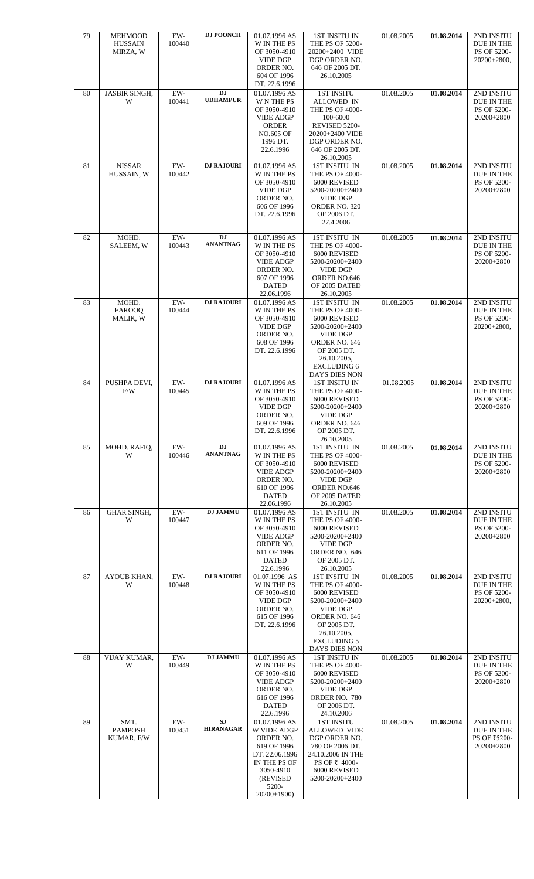| 79 | MEHMOOD HUSSAIN MIRZA, W | EW-100440 | DJ POONCH | 01.07.1996 AS W IN THE PS OF 3050-4910 VIDE DGP ORDER NO. 604 OF 1996 DT. 22.6.1996 | 1ST INSITU IN THE PS OF 5200-20200+2400 VIDE DGP ORDER NO. 646 OF 2005 DT. 26.10.2005 | 01.08.2005 | **01.08.2014** | 2ND INSITU DUE IN THE PS OF 5200-20200+2800, |
|---|---|---|---|---|---|---|---|---|
| 80 | JASBIR SINGH, W | EW-100441 | DJ UDHAMPUR | 01.07.1996 AS W N THE PS OF 3050-4910 VIDE ADGP ORDER NO.605 OF 1996 DT. 22.6.1996 | 1ST INSITU ALLOWED IN THE PS OF 4000-100-6000 REVISED 5200-20200+2400 VIDE DGP ORDER NO. 646 OF 2005 DT. 26.10.2005 | 01.08.2005 | **01.08.2014** | 2ND INSITU DUE IN THE PS OF 5200-20200+2800 |
| 81 | NISSAR HUSSAIN, W | EW-100442 | DJ RAJOURI | 01.07.1996 AS W IN THE PS OF 3050-4910 VIDE DGP ORDER NO. 606 OF 1996 DT. 22.6.1996 | 1ST INSITU IN THE PS OF 4000-6000 REVISED 5200-20200+2400 VIDE DGP ORDER NO. 320 OF 2006 DT. 27.4.2006 | 01.08.2005 | **01.08.2014** | 2ND INSITU DUE IN THE PS OF 5200-20200+2800 |
| 82 | MOHD. SALEEM, W | EW-100443 | DJ ANANTNAG | 01.07.1996 AS W IN THE PS OF 3050-4910 VIDE ADGP ORDER NO. 607 OF 1996 DATED 22.06.1996 | 1ST INSITU IN THE PS OF 4000-6000 REVISED 5200-20200+2400 VIDE DGP ORDER NO.646 OF 2005 DATED 26.10.2005 | 01.08.2005 | **01.08.2014** | 2ND INSITU DUE IN THE PS OF 5200-20200+2800 |
| 83 | MOHD. FAROOQ MALIK, W | EW-100444 | DJ RAJOURI | 01.07.1996 AS W IN THE PS OF 3050-4910 VIDE DGP ORDER NO. 608 OF 1996 DT. 22.6.1996 | 1ST INSITU IN THE PS OF 4000-6000 REVISED 5200-20200+2400 VIDE DGP ORDER NO. 646 OF 2005 DT. 26.10.2005, EXCLUDING 6 DAYS DIES NON | 01.08.2005 | **01.08.2014** | 2ND INSITU DUE IN THE PS OF 5200-20200+2800, |
| 84 | PUSHPA DEVI, F/W | EW-100445 | DJ RAJOURI | 01.07.1996 AS W IN THE PS OF 3050-4910 VIDE DGP ORDER NO. 609 OF 1996 DT. 22.6.1996 | 1ST INSITU IN THE PS OF 4000-6000 REVISED 5200-20200+2400 VIDE DGP ORDER NO. 646 OF 2005 DT. 26.10.2005 | 01.08.2005 | **01.08.2014** | 2ND INSITU DUE IN THE PS OF 5200-20200+2800 |
| 85 | MOHD. RAFIQ, W | EW-100446 | DJ ANANTNAG | 01.07.1996 AS W IN THE PS OF 3050-4910 VIDE ADGP ORDER NO. 610 OF 1996 DATED 22.06.1996 | 1ST INSITU IN THE PS OF 4000-6000 REVISED 5200-20200+2400 VIDE DGP ORDER NO.646 OF 2005 DATED 26.10.2005 | 01.08.2005 | **01.08.2014** | 2ND INSITU DUE IN THE PS OF 5200-20200+2800 |
| 86 | GHAR SINGH, W | EW-100447 | DJ JAMMU | 01.07.1996 AS W IN THE PS OF 3050-4910 VIDE ADGP ORDER NO. 611 OF 1996 DATED 22.6.1996 | 1ST INSITU IN THE PS OF 4000-6000 REVISED 5200-20200+2400 VIDE DGP ORDER NO. 646 OF 2005 DT. 26.10.2005 | 01.08.2005 | **01.08.2014** | 2ND INSITU DUE IN THE PS OF 5200-20200+2800 |
| 87 | AYOUB KHAN, W | EW-100448 | DJ RAJOURI | 01.07.1996 AS W IN THE PS OF 3050-4910 VIDE DGP ORDER NO. 615 OF 1996 DT. 22.6.1996 | 1ST INSITU IN THE PS OF 4000-6000 REVISED 5200-20200+2400 VIDE DGP ORDER NO. 646 OF 2005 DT. 26.10.2005, EXCLUDING 5 DAYS DIES NON | 01.08.2005 | **01.08.2014** | 2ND INSITU DUE IN THE PS OF 5200-20200+2800, |
| 88 | VIJAY KUMAR, W | EW-100449 | DJ JAMMU | 01.07.1996 AS W IN THE PS OF 3050-4910 VIDE ADGP ORDER NO. 616 OF 1996 DATED 22.6.1996 | 1ST INSITU IN THE PS OF 4000-6000 REVISED 5200-20200+2400 VIDE DGP ORDER NO. 780 OF 2006 DT. 24.10.2006 | 01.08.2005 | **01.08.2014** | 2ND INSITU DUE IN THE PS OF 5200-20200+2800 |
| 89 | SMT. PAMPOSH KUMAR, F/W | EW-100451 | SJ HIRANAGAR | 01.07.1996 AS W VIDE ADGP ORDER NO. 619 OF 1996 DT. 22.06.1996 IN THE PS OF 3050-4910 (REVISED 5200-20200+1900) | 1ST INSITU ALLOWED VIDE DGP ORDER NO. 780 OF 2006 DT. 24.10.2006 IN THE PS OF ₹ 4000-6000 REVISED 5200-20200+2400 | 01.08.2005 | **01.08.2014** | 2ND INSITU DUE IN THE PS OF ₹5200-20200+2800 |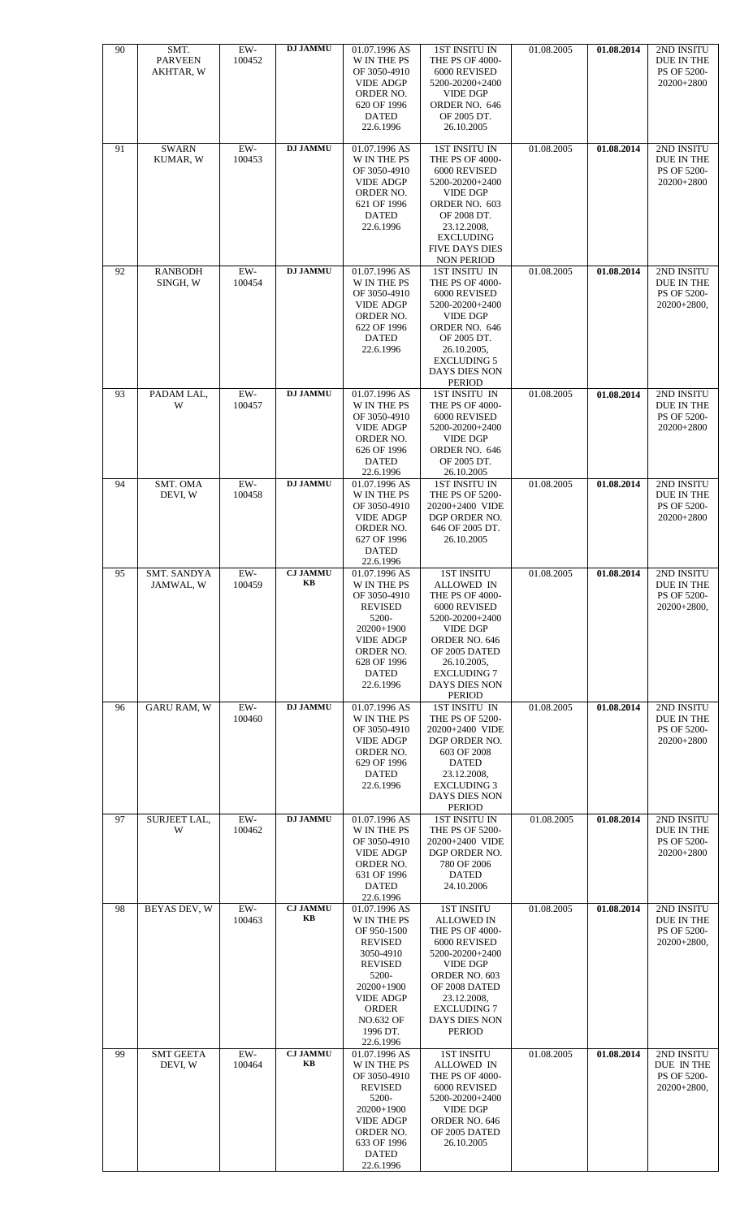| 90 | SMT. PARVEEN AKHTAR, W | EW-100452 | **DJ JAMMU** | 01.07.1996 AS W IN THE PS OF 3050-4910 VIDE ADGP ORDER NO. 620 OF 1996 DATED 22.6.1996 | 1ST INSITU IN THE PS OF 4000-6000 REVISED 5200-20200+2400 VIDE DGP ORDER NO. 646 OF 2005 DT. 26.10.2005 | 01.08.2005 | **01.08.2014** | 2ND INSITU DUE IN THE PS OF 5200-20200+2800 |
|---|---|---|---|---|---|---|---|---|
| 91 | SWARN KUMAR, W | EW-100453 | **DJ JAMMU** | 01.07.1996 AS W IN THE PS OF 3050-4910 VIDE ADGP ORDER NO. 621 OF 1996 DATED 22.6.1996 | 1ST INSITU IN THE PS OF 4000-6000 REVISED 5200-20200+2400 VIDE DGP ORDER NO. 603 OF 2008 DT. 23.12.2008, EXCLUDING FIVE DAYS DIES NON PERIOD | 01.08.2005 | **01.08.2014** | 2ND INSITU DUE IN THE PS OF 5200-20200+2800 |
| 92 | RANBODH SINGH, W | EW-100454 | **DJ JAMMU** | 01.07.1996 AS W IN THE PS OF 3050-4910 VIDE ADGP ORDER NO. 622 OF 1996 DATED 22.6.1996 | 1ST INSITU IN THE PS OF 4000-6000 REVISED 5200-20200+2400 VIDE DGP ORDER NO. 646 OF 2005 DT. 26.10.2005, EXCLUDING 5 DAYS DIES NON PERIOD | 01.08.2005 | **01.08.2014** | 2ND INSITU DUE IN THE PS OF 5200-20200+2800, |
| 93 | PADAM LAL, W | EW-100457 | **DJ JAMMU** | 01.07.1996 AS W IN THE PS OF 3050-4910 VIDE ADGP ORDER NO. 626 OF 1996 DATED 22.6.1996 | 1ST INSITU IN THE PS OF 4000-6000 REVISED 5200-20200+2400 VIDE DGP ORDER NO. 646 OF 2005 DT. 26.10.2005 | 01.08.2005 | **01.08.2014** | 2ND INSITU DUE IN THE PS OF 5200-20200+2800 |
| 94 | SMT. OMA DEVI, W | EW-100458 | **DJ JAMMU** | 01.07.1996 AS W IN THE PS OF 3050-4910 VIDE ADGP ORDER NO. 627 OF 1996 DATED 22.6.1996 | 1ST INSITU IN THE PS OF 5200-20200+2400 VIDE DGP ORDER NO. 646 OF 2005 DT. 26.10.2005 | 01.08.2005 | **01.08.2014** | 2ND INSITU DUE IN THE PS OF 5200-20200+2800 |
| 95 | SMT. SANDYA JAMWAL, W | EW-100459 | **CJ JAMMU KB** | 01.07.1996 AS W IN THE PS OF 3050-4910 REVISED 5200-20200+1900 VIDE ADGP ORDER NO. 628 OF 1996 DATED 22.6.1996 | 1ST INSITU ALLOWED IN THE PS OF 4000-6000 REVISED 5200-20200+2400 VIDE DGP ORDER NO. 646 OF 2005 DATED 26.10.2005, EXCLUDING 7 DAYS DIES NON PERIOD | 01.08.2005 | **01.08.2014** | 2ND INSITU DUE IN THE PS OF 5200-20200+2800, |
| 96 | GARU RAM, W | EW-100460 | **DJ JAMMU** | 01.07.1996 AS W IN THE PS OF 3050-4910 VIDE ADGP ORDER NO. 629 OF 1996 DATED 22.6.1996 | 1ST INSITU IN THE PS OF 5200-20200+2400 VIDE DGP ORDER NO. 603 OF 2008 DATED 23.12.2008, EXCLUDING 3 DAYS DIES NON PERIOD | 01.08.2005 | **01.08.2014** | 2ND INSITU DUE IN THE PS OF 5200-20200+2800 |
| 97 | SURJEET LAL, W | EW-100462 | **DJ JAMMU** | 01.07.1996 AS W IN THE PS OF 3050-4910 VIDE ADGP ORDER NO. 631 OF 1996 DATED 22.6.1996 | 1ST INSITU IN THE PS OF 5200-20200+2400 VIDE DGP ORDER NO. 780 OF 2006 DATED 24.10.2006 | 01.08.2005 | **01.08.2014** | 2ND INSITU DUE IN THE PS OF 5200-20200+2800 |
| 98 | BEYAS DEV, W | EW-100463 | **CJ JAMMU KB** | 01.07.1996 AS W IN THE PS OF 950-1500 REVISED 3050-4910 REVISED 5200-20200+1900 VIDE ADGP ORDER NO.632 OF 1996 DT. 22.6.1996 | 1ST INSITU ALLOWED IN THE PS OF 4000-6000 REVISED 5200-20200+2400 VIDE DGP ORDER NO. 603 OF 2008 DATED 23.12.2008, EXCLUDING 7 DAYS DIES NON PERIOD | 01.08.2005 | **01.08.2014** | 2ND INSITU DUE IN THE PS OF 5200-20200+2800, |
| 99 | SMT GEETA DEVI, W | EW-100464 | **CJ JAMMU KB** | 01.07.1996 AS W IN THE PS OF 3050-4910 REVISED 5200-20200+1900 VIDE ADGP ORDER NO. 633 OF 1996 DATED 22.6.1996 | 1ST INSITU ALLOWED IN THE PS OF 4000-6000 REVISED 5200-20200+2400 VIDE DGP ORDER NO. 646 OF 2005 DATED 26.10.2005 | 01.08.2005 | **01.08.2014** | 2ND INSITU DUE IN THE PS OF 5200-20200+2800, |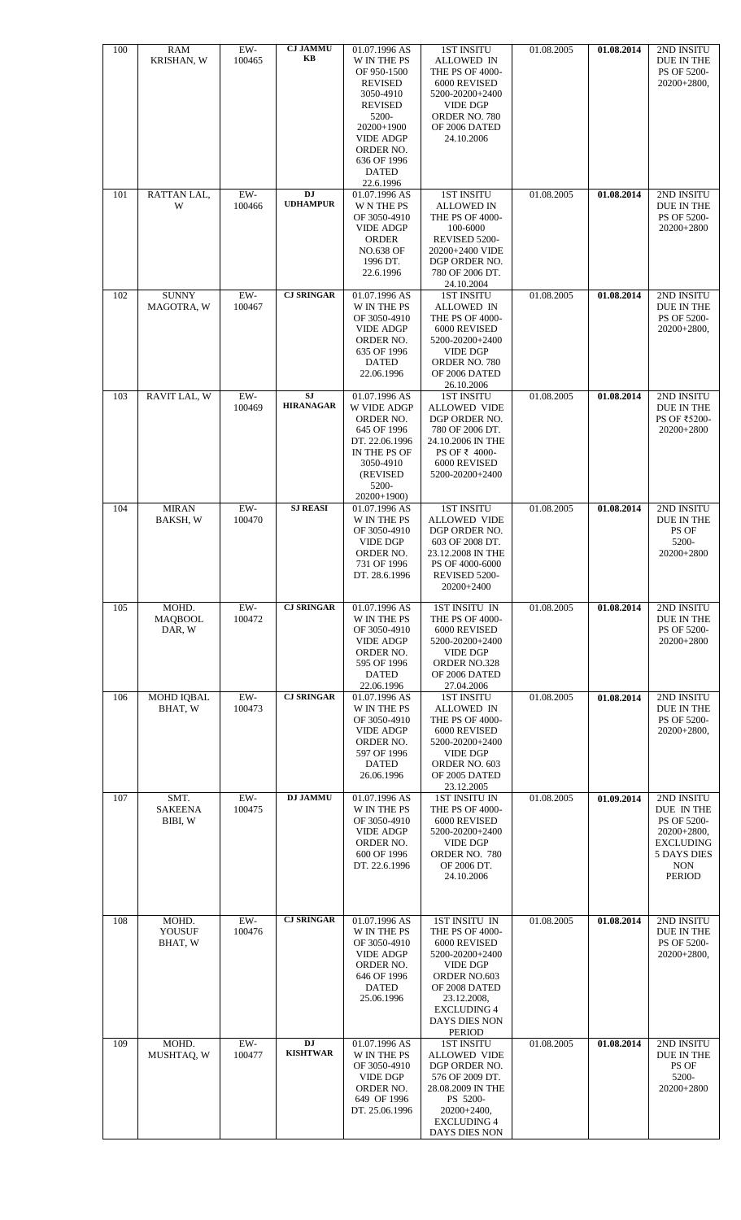| | | | | | | | | |
|---|---|---|---|---|---|---|---|---|
| 100 | RAM KRISHAN, W | EW-100465 | **CJ JAMMU KB** | 01.07.1996 AS W IN THE PS OF 950-1500 REVISED 3050-4910 REVISED 5200-20200+1900 VIDE ADGP ORDER NO. 636 OF 1996 DATED 22.6.1996 | 1ST INSITU ALLOWED IN THE PS OF 4000-6000 REVISED 5200-20200+2400 VIDE DGP ORDER NO. 780 OF 2006 DATED 24.10.2006 | 01.08.2005 | **01.08.2014** | 2ND INSITU DUE IN THE PS OF 5200-20200+2800, |
| 101 | RATTAN LAL, W | EW-100466 | **DJ UDHAMPUR** | 01.07.1996 AS W N THE PS OF 3050-4910 VIDE ADGP ORDER NO.638 OF 1996 DT. 22.6.1996 | 1ST INSITU ALLOWED IN THE PS OF 4000-100-6000 REVISED 5200-20200+2400 VIDE DGP ORDER NO. 780 OF 2006 DT. 24.10.2004 | 01.08.2005 | **01.08.2014** | 2ND INSITU DUE IN THE PS OF 5200-20200+2800 |
| 102 | SUNNY MAGOTRA, W | EW-100467 | **CJ SRINGAR** | 01.07.1996 AS W IN THE PS OF 3050-4910 VIDE ADGP ORDER NO. 635 OF 1996 DATED 22.06.1996 | 1ST INSITU ALLOWED IN THE PS OF 4000-6000 REVISED 5200-20200+2400 VIDE DGP ORDER NO. 780 OF 2006 DATED 26.10.2006 | 01.08.2005 | **01.08.2014** | 2ND INSITU DUE IN THE PS OF 5200-20200+2800, |
| 103 | RAVIT LAL, W | EW-100469 | **SJ HIRANAGAR** | 01.07.1996 AS W VIDE ADGP ORDER NO. 645 OF 1996 DT. 22.06.1996 IN THE PS OF 3050-4910 (REVISED 5200-20200+1900) | 1ST INSITU ALLOWED VIDE DGP ORDER NO. 780 OF 2006 DT. 24.10.2006 IN THE PS OF ₹ 4000-6000 REVISED 5200-20200+2400 | 01.08.2005 | **01.08.2014** | 2ND INSITU DUE IN THE PS OF ₹5200-20200+2800 |
| 104 | MIRAN BAKSH, W | EW-100470 | **SJ REASI** | 01.07.1996 AS W IN THE PS OF 3050-4910 VIDE DGP ORDER NO. 731 OF 1996 DT. 28.6.1996 | 1ST INSITU ALLOWED VIDE DGP ORDER NO. 603 OF 2008 DT. 23.12.2008 IN THE PS OF 4000-6000 REVISED 5200-20200+2400 | 01.08.2005 | **01.08.2014** | 2ND INSITU DUE IN THE PS OF 5200-20200+2800 |
| 105 | MOHD. MAQBOOL DAR, W | EW-100472 | **CJ SRINGAR** | 01.07.1996 AS W IN THE PS OF 3050-4910 VIDE ADGP ORDER NO. 595 OF 1996 DATED 22.06.1996 | 1ST INSITU IN THE PS OF 4000-6000 REVISED 5200-20200+2400 VIDE DGP ORDER NO.328 OF 2006 DATED 27.04.2006 | 01.08.2005 | **01.08.2014** | 2ND INSITU DUE IN THE PS OF 5200-20200+2800 |
| 106 | MOHD IQBAL BHAT, W | EW-100473 | **CJ SRINGAR** | 01.07.1996 AS W IN THE PS OF 3050-4910 VIDE ADGP ORDER NO. 597 OF 1996 DATED 26.06.1996 | 1ST INSITU ALLOWED IN THE PS OF 4000-6000 REVISED 5200-20200+2400 VIDE DGP ORDER NO. 603 OF 2005 DATED 23.12.2005 | 01.08.2005 | **01.08.2014** | 2ND INSITU DUE IN THE PS OF 5200-20200+2800, |
| 107 | SMT. SAKEENA BIBI, W | EW-100475 | **DJ JAMMU** | 01.07.1996 AS W IN THE PS OF 3050-4910 VIDE ADGP ORDER NO. 600 OF 1996 DT. 22.6.1996 | 1ST INSITU IN THE PS OF 4000-6000 REVISED 5200-20200+2400 VIDE DGP ORDER NO. 780 OF 2006 DT. 24.10.2006 | 01.08.2005 | **01.09.2014** | 2ND INSITU DUE IN THE PS OF 5200-20200+2800, EXCLUDING 5 DAYS DIES NON PERIOD |
| 108 | MOHD. YOUSUF BHAT, W | EW-100476 | **CJ SRINGAR** | 01.07.1996 AS W IN THE PS OF 3050-4910 VIDE ADGP ORDER NO. 646 OF 1996 DATED 25.06.1996 | 1ST INSITU IN THE PS OF 4000-6000 REVISED 5200-20200+2400 VIDE DGP ORDER NO.603 OF 2008 DATED 23.12.2008, EXCLUDING 4 DAYS DIES NON PERIOD | 01.08.2005 | **01.08.2014** | 2ND INSITU DUE IN THE PS OF 5200-20200+2800, |
| 109 | MOHD. MUSHTAQ, W | EW-100477 | **DJ KISHTWAR** | 01.07.1996 AS W IN THE PS OF 3050-4910 VIDE DGP ORDER NO. 649 OF 1996 DT. 25.06.1996 | 1ST INSITU ALLOWED VIDE DGP ORDER NO. 576 OF 2009 DT. 28.08.2009 IN THE PS 5200-20200+2400, EXCLUDING 4 DAYS DIES NON | 01.08.2005 | **01.08.2014** | 2ND INSITU DUE IN THE PS OF 5200-20200+2800 |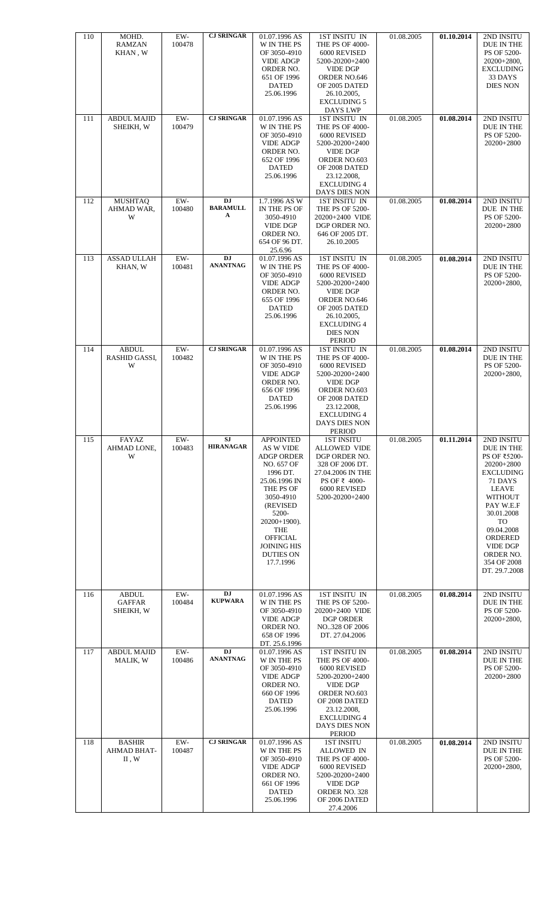| 110 | MOHD. RAMZAN KHAN , W | EW-100478 | **CJ SRINGAR** | 01.07.1996 AS W IN THE PS OF 3050-4910 VIDE ADGP ORDER NO. 651 OF 1996 DATED 25.06.1996 | 1ST INSITU IN THE PS OF 4000-6000 REVISED 5200-20200+2400 VIDE DGP ORDER NO.646 OF 2005 DATED 26.10.2005, EXCLUDING 5 DAYS LWP | 01.08.2005 | **01.10.2014** | 2ND INSITU DUE IN THE PS OF 5200-20200+2800, EXCLUDING 33 DAYS DIES NON |
|---|---|---|---|---|---|---|---|---|
| 111 | ABDUL MAJID SHEIKH, W | EW-100479 | **CJ SRINGAR** | 01.07.1996 AS W IN THE PS OF 3050-4910 VIDE ADGP ORDER NO. 652 OF 1996 DATED 25.06.1996 | 1ST INSITU IN THE PS OF 4000-6000 REVISED 5200-20200+2400 VIDE DGP ORDER NO.603 OF 2008 DATED 23.12.2008, EXCLUDING 4 DAYS DIES NON | 01.08.2005 | **01.08.2014** | 2ND INSITU DUE IN THE PS OF 5200-20200+2800 |
| 112 | MUSHTAQ AHMAD WAR, W | EW-100480 | **DJ BARAMULLA** | 1.7.1996 AS W IN THE PS OF 3050-4910 VIDE DGP ORDER NO. 654 OF 96 DT. 25.6.96 | 1ST INSITU IN THE PS OF 5200-20200+2400 VIDE DGP ORDER NO. 646 OF 2005 DT. 26.10.2005 | 01.08.2005 | **01.08.2014** | 2ND INSITU DUE IN THE PS OF 5200-20200+2800 |
| 113 | ASSAD ULLAH KHAN, W | EW-100481 | **DJ ANANTNAG** | 01.07.1996 AS W IN THE PS OF 3050-4910 VIDE ADGP ORDER NO. 655 OF 1996 DATED 25.06.1996 | 1ST INSITU IN THE PS OF 4000-6000 REVISED 5200-20200+2400 VIDE DGP ORDER NO.646 OF 2005 DATED 26.10.2005, EXCLUDING 4 DIES NON PERIOD | 01.08.2005 | **01.08.2014** | 2ND INSITU DUE IN THE PS OF 5200-20200+2800, |
| 114 | ABDUL RASHID GASSI, W | EW-100482 | **CJ SRINGAR** | 01.07.1996 AS W IN THE PS OF 3050-4910 VIDE ADGP ORDER NO. 656 OF 1996 DATED 25.06.1996 | 1ST INSITU IN THE PS OF 4000-6000 REVISED 5200-20200+2400 VIDE DGP ORDER NO.603 OF 2008 DATED 23.12.2008, EXCLUDING 4 DAYS DIES NON PERIOD | 01.08.2005 | **01.08.2014** | 2ND INSITU DUE IN THE PS OF 5200-20200+2800, |
| 115 | FAYAZ AHMAD LONE, W | EW-100483 | **SJ HIRANAGAR** | APPOINTED AS W VIDE ADGP ORDER NO. 657 OF 1996 DT. 25.06.1996 IN THE PS OF 3050-4910 (REVISED 5200-20200+1900). THE OFFICIAL JOINING HIS DUTIES ON 17.7.1996 | 1ST INSITU ALLOWED VIDE DGP ORDER NO. 328 OF 2006 DT. 27.04.2006 IN THE PS OF ₹ 4000-6000 REVISED 5200-20200+2400 | 01.08.2005 | **01.11.2014** | 2ND INSITU DUE IN THE PS OF ₹5200-20200+2800 EXCLUDING 71 DAYS LEAVE WITHOUT PAY W.E.F 30.01.2008 TO 09.04.2008 ORDERED VIDE DGP ORDER NO. 354 OF 2008 DT. 29.7.2008 |
| 116 | ABDUL GAFFAR SHEIKH, W | EW-100484 | **DJ KUPWARA** | 01.07.1996 AS W IN THE PS OF 3050-4910 VIDE ADGP ORDER NO. 658 OF 1996 DT. 25.6.1996 | 1ST INSITU IN THE PS OF 5200-20200+2400 VIDE DGP ORDER NO..328 OF 2006 DT. 27.04.2006 | 01.08.2005 | **01.08.2014** | 2ND INSITU DUE IN THE PS OF 5200-20200+2800, |
| 117 | ABDUL MAJID MALIK, W | EW-100486 | **DJ ANANTNAG** | 01.07.1996 AS W IN THE PS OF 3050-4910 VIDE ADGP ORDER NO. 660 OF 1996 DATED 25.06.1996 | 1ST INSITU IN THE PS OF 4000-6000 REVISED 5200-20200+2400 VIDE DGP ORDER NO.603 OF 2008 DATED 23.12.2008, EXCLUDING 4 DAYS DIES NON PERIOD | 01.08.2005 | **01.08.2014** | 2ND INSITU DUE IN THE PS OF 5200-20200+2800 |
| 118 | BASHIR AHMAD BHAT-II , W | EW-100487 | **CJ SRINGAR** | 01.07.1996 AS W IN THE PS OF 3050-4910 VIDE ADGP ORDER NO. 661 OF 1996 DATED 25.06.1996 | 1ST INSITU ALLOWED IN THE PS OF 4000-6000 REVISED 5200-20200+2400 VIDE DGP ORDER NO. 328 OF 2006 DATED 27.4.2006 | 01.08.2005 | **01.08.2014** | 2ND INSITU DUE IN THE PS OF 5200-20200+2800, |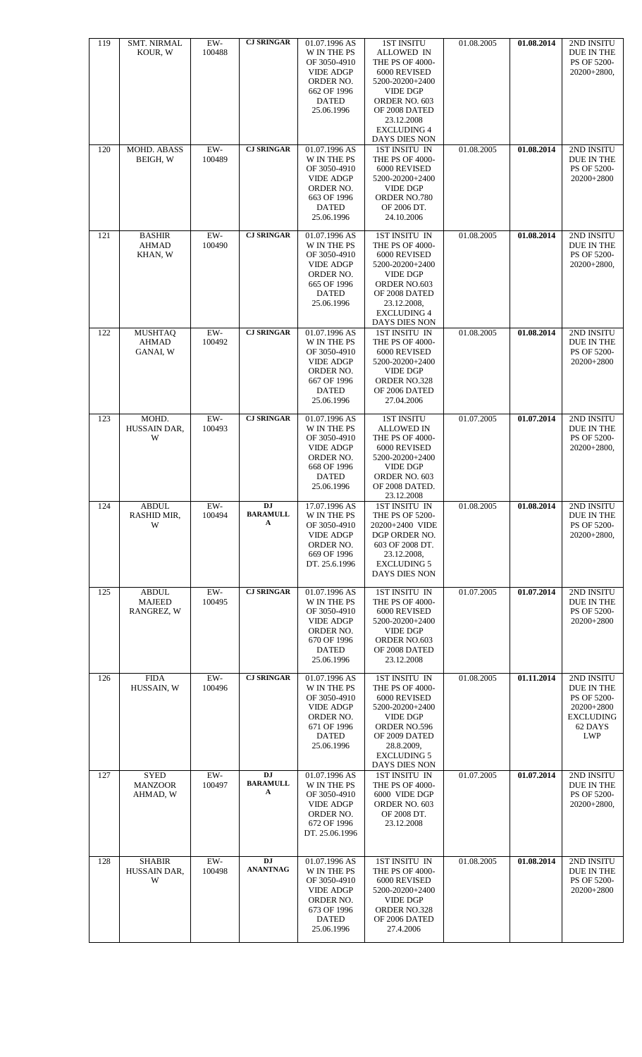| 119 | SMT. NIRMAL KOUR, W | EW-100488 | **CJ SRINGAR** | 01.07.1996 AS W IN THE PS OF 3050-4910 VIDE ADGP ORDER NO. 662 OF 1996 DATED 25.06.1996 | 1ST INSITU ALLOWED IN THE PS OF 4000-6000 REVISED 5200-20200+2400 VIDE DGP ORDER NO. 603 OF 2008 DATED 23.12.2008 EXCLUDING 4 DAYS DIES NON | 01.08.2005 | **01.08.2014** | 2ND INSITU DUE IN THE PS OF 5200-20200+2800, |
|---|---|---|---|---|---|---|---|---|
| 120 | MOHD. ABASS BEIGH, W | EW-100489 | **CJ SRINGAR** | 01.07.1996 AS W IN THE PS OF 3050-4910 VIDE ADGP ORDER NO. 663 OF 1996 DATED 25.06.1996 | 1ST INSITU IN THE PS OF 4000-6000 REVISED 5200-20200+2400 VIDE DGP ORDER NO.780 OF 2006 DT. 24.10.2006 | 01.08.2005 | **01.08.2014** | 2ND INSITU DUE IN THE PS OF 5200-20200+2800 |
| 121 | BASHIR AHMAD KHAN, W | EW-100490 | **CJ SRINGAR** | 01.07.1996 AS W IN THE PS OF 3050-4910 VIDE ADGP ORDER NO. 665 OF 1996 DATED 25.06.1996 | 1ST INSITU IN THE PS OF 4000-6000 REVISED 5200-20200+2400 VIDE DGP ORDER NO.603 OF 2008 DATED 23.12.2008, EXCLUDING 4 DAYS DIES NON | 01.08.2005 | **01.08.2014** | 2ND INSITU DUE IN THE PS OF 5200-20200+2800, |
| 122 | MUSHTAQ AHMAD GANAI, W | EW-100492 | **CJ SRINGAR** | 01.07.1996 AS W IN THE PS OF 3050-4910 VIDE ADGP ORDER NO. 667 OF 1996 DATED 25.06.1996 | 1ST INSITU IN THE PS OF 4000-6000 REVISED 5200-20200+2400 VIDE DGP ORDER NO.328 OF 2006 DATED 27.04.2006 | 01.08.2005 | **01.08.2014** | 2ND INSITU DUE IN THE PS OF 5200-20200+2800 |
| 123 | MOHD. HUSSAIN DAR, W | EW-100493 | **CJ SRINGAR** | 01.07.1996 AS W IN THE PS OF 3050-4910 VIDE ADGP ORDER NO. 668 OF 1996 DATED 25.06.1996 | 1ST INSITU ALLOWED IN THE PS OF 4000-6000 REVISED 5200-20200+2400 VIDE DGP ORDER NO. 603 OF 2008 DATED. 23.12.2008 | 01.07.2005 | **01.07.2014** | 2ND INSITU DUE IN THE PS OF 5200-20200+2800, |
| 124 | ABDUL RASHID MIR, W | EW-100494 | **DJ BARAMULLA** | 17.07.1996 AS W IN THE PS OF 3050-4910 VIDE ADGP ORDER NO. 669 OF 1996 DT. 25.6.1996 | 1ST INSITU IN THE PS OF 5200-20200+2400 VIDE DGP ORDER NO. 603 OF 2008 DT. 23.12.2008, EXCLUDING 5 DAYS DIES NON | 01.08.2005 | **01.08.2014** | 2ND INSITU DUE IN THE PS OF 5200-20200+2800, |
| 125 | ABDUL MAJEED RANGREZ, W | EW-100495 | **CJ SRINGAR** | 01.07.1996 AS W IN THE PS OF 3050-4910 VIDE ADGP ORDER NO. 670 OF 1996 DATED 25.06.1996 | 1ST INSITU IN THE PS OF 4000-6000 REVISED 5200-20200+2400 VIDE DGP ORDER NO.603 OF 2008 DATED 23.12.2008 | 01.07.2005 | **01.07.2014** | 2ND INSITU DUE IN THE PS OF 5200-20200+2800 |
| 126 | FIDA HUSSAIN, W | EW-100496 | **CJ SRINGAR** | 01.07.1996 AS W IN THE PS OF 3050-4910 VIDE ADGP ORDER NO. 671 OF 1996 DATED 25.06.1996 | 1ST INSITU IN THE PS OF 4000-6000 REVISED 5200-20200+2400 VIDE DGP ORDER NO.596 OF 2009 DATED 28.8.2009, EXCLUDING 5 DAYS DIES NON | 01.08.2005 | **01.11.2014** | 2ND INSITU DUE IN THE PS OF 5200-20200+2800 EXCLUDING 62 DAYS LWP |
| 127 | SYED MANZOOR AHMAD, W | EW-100497 | **DJ BARAMULLA** | 01.07.1996 AS W IN THE PS OF 3050-4910 VIDE ADGP ORDER NO. 672 OF 1996 DT. 25.06.1996 | 1ST INSITU IN THE PS OF 4000-6000 VIDE DGP ORDER NO. 603 OF 2008 DT. 23.12.2008 | 01.07.2005 | **01.07.2014** | 2ND INSITU DUE IN THE PS OF 5200-20200+2800, |
| 128 | SHABIR HUSSAIN DAR, W | EW-100498 | **DJ ANANTNAG** | 01.07.1996 AS W IN THE PS OF 3050-4910 VIDE ADGP ORDER NO. 673 OF 1996 DATED 25.06.1996 | 1ST INSITU IN THE PS OF 4000-6000 REVISED 5200-20200+2400 VIDE DGP ORDER NO.328 OF 2006 DATED 27.4.2006 | 01.08.2005 | **01.08.2014** | 2ND INSITU DUE IN THE PS OF 5200-20200+2800 |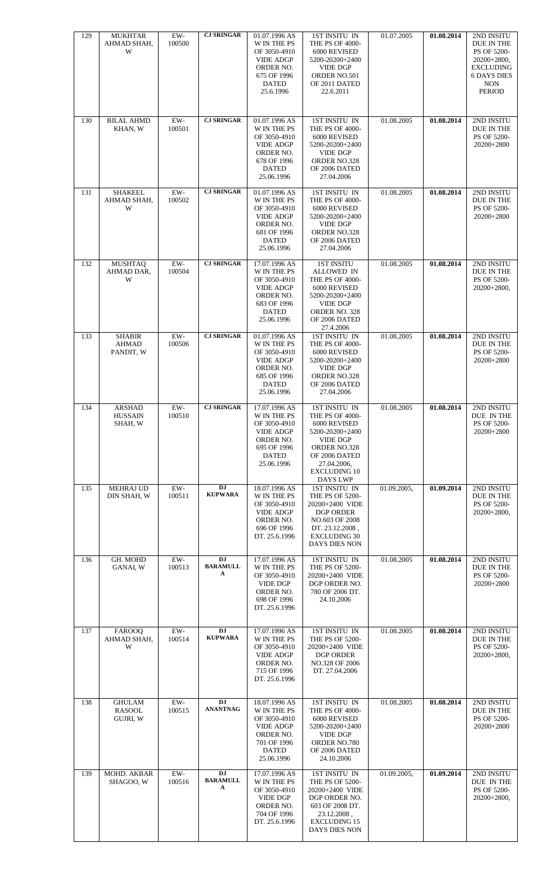| 129 | MUKHTAR AHMAD SHAH, W | EW-100500 | **CJ SRINGAR** | 01.07.1996 AS W IN THE PS OF 3050-4910 VIDE ADGP ORDER NO. 675 OF 1996 DATED 25.6.1996 | 1ST INSITU IN THE PS OF 4000-6000 REVISED 5200-20200+2400 VIDE DGP ORDER NO.501 OF 2011 DATED 22.6.2011 | 01.07.2005 | **01.08.2014** | 2ND INSITU DUE IN THE PS OF 5200-20200+2800, EXCLUDING 6 DAYS DIES NON PERIOD |
|---|---|---|---|---|---|---|---|---|
| 130 | BILAL AHMD KHAN, W | EW-100501 | **CJ SRINGAR** | 01.07.1996 AS W IN THE PS OF 3050-4910 VIDE ADGP ORDER NO. 678 OF 1996 DATED 25.06.1996 | 1ST INSITU IN THE PS OF 4000-6000 REVISED 5200-20200+2400 VIDE DGP ORDER NO.328 OF 2006 DATED 27.04.2006 | 01.08.2005 | **01.08.2014** | 2ND INSITU DUE IN THE PS OF 5200-20200+2800 |
| 131 | SHAKEEL AHMAD SHAH, W | EW-100502 | **CJ SRINGAR** | 01.07.1996 AS W IN THE PS OF 3050-4910 VIDE ADGP ORDER NO. 681 OF 1996 DATED 25.06.1996 | 1ST INSITU IN THE PS OF 4000-6000 REVISED 5200-20200+2400 VIDE DGP ORDER NO.328 OF 2006 DATED 27.04.2006 | 01.08.2005 | **01.08.2014** | 2ND INSITU DUE IN THE PS OF 5200-20200+2800 |
| 132 | MUSHTAQ AHMAD DAR, W | EW-100504 | **CJ SRINGAR** | 17.07.1996 AS W IN THE PS OF 3050-4910 VIDE ADGP ORDER NO. 683 OF 1996 DATED 25.06.1996 | 1ST INSITU ALLOWED IN THE PS OF 4000-6000 REVISED 5200-20200+2400 VIDE DGP ORDER NO. 328 OF 2006 DATED 27.4.2006 | 01.08.2005 | **01.08.2014** | 2ND INSITU DUE IN THE PS OF 5200-20200+2800, |
| 133 | SHABIR AHMAD PANDIT, W | EW-100506 | **CJ SRINGAR** | 01.07.1996 AS W IN THE PS OF 3050-4910 VIDE ADGP ORDER NO. 685 OF 1996 DATED 25.06.1996 | 1ST INSITU IN THE PS OF 4000-6000 REVISED 5200-20200+2400 VIDE DGP ORDER NO.328 OF 2006 DATED 27.04.2006 | 01.08.2005 | **01.08.2014** | 2ND INSITU DUE IN THE PS OF 5200-20200+2800 |
| 134 | ARSHAD HUSSAIN SHAH, W | EW-100510 | **CJ SRINGAR** | 17.07.1996 AS W IN THE PS OF 3050-4910 VIDE ADGP ORDER NO. 695 OF 1996 DATED 25.06.1996 | 1ST INSITU IN THE PS OF 4000-6000 REVISED 5200-20200+2400 VIDE DGP ORDER NO.328 OF 2006 DATED 27.04.2006, EXCLUDING 10 DAYS LWP | 01.08.2005 | **01.08.2014** | 2ND INSITU DUE IN THE PS OF 5200-20200+2800 |
| 135 | MEHRAJ UD DIN SHAH, W | EW-100511 | **DJ KUPWARA** | 18.07.1996 AS W IN THE PS OF 3050-4910 VIDE ADGP ORDER NO. 696 OF 1996 DT. 25.6.1996 | 1ST INSITU IN THE PS OF 5200-20200+2400 VIDE DGP ORDER NO.603 OF 2008 DT. 23.12.2008 , EXCLUDING 30 DAYS DIES NON | 01.09.2005, | **01.09.2014** | 2ND INSITU DUE IN THE PS OF 5200-20200+2800, |
| 136 | GH. MOHD GANAI, W | EW-100513 | **DJ BARAMULLA** | 17.07.1996 AS W IN THE PS OF 3050-4910 VIDE DGP ORDER NO. 698 OF 1996 DT. 25.6.1996 | 1ST INSITU IN THE PS OF 5200-20200+2400 VIDE DGP ORDER NO. 780 OF 2006 DT. 24.10.2006 | 01.08.2005 | **01.08.2014** | 2ND INSITU DUE IN THE PS OF 5200-20200+2800 |
| 137 | FAROOQ AHMAD SHAH, W | EW-100514 | **DJ KUPWARA** | 17.07.1996 AS W IN THE PS OF 3050-4910 VIDE ADGP ORDER NO. 715 OF 1996 DT. 25.6.1996 | 1ST INSITU IN THE PS OF 5200-20200+2400 VIDE DGP ORDER NO.328 OF 2006 DT. 27.04.2006 | 01.08.2005 | **01.08.2014** | 2ND INSITU DUE IN THE PS OF 5200-20200+2800, |
| 138 | GHULAM RASOOL GUJRI, W | EW-100515 | **DJ ANANTNAG** | 18.07.1996 AS W IN THE PS OF 3050-4910 VIDE ADGP ORDER NO. 701 OF 1996 DATED 25.06.1996 | 1ST INSITU IN THE PS OF 4000-6000 REVISED 5200-20200+2400 VIDE DGP ORDER NO.780 OF 2006 DATED 24.10.2006 | 01.08.2005 | **01.08.2014** | 2ND INSITU DUE IN THE PS OF 5200-20200+2800 |
| 139 | MOHD. AKBAR SHAGOO, W | EW-100516 | **DJ BARAMULLA** | 17.07.1996 AS W IN THE PS OF 3050-4910 VIDE DGP ORDER NO. 704 OF 1996 DT. 25.6.1996 | 1ST INSITU IN THE PS OF 5200-20200+2400 VIDE DGP ORDER NO. 603 OF 2008 DT. 23.12.2008 , EXCLUDING 15 DAYS DIES NON | 01.09.2005, | **01.09.2014** | 2ND INSITU DUE IN THE PS OF 5200-20200+2800, |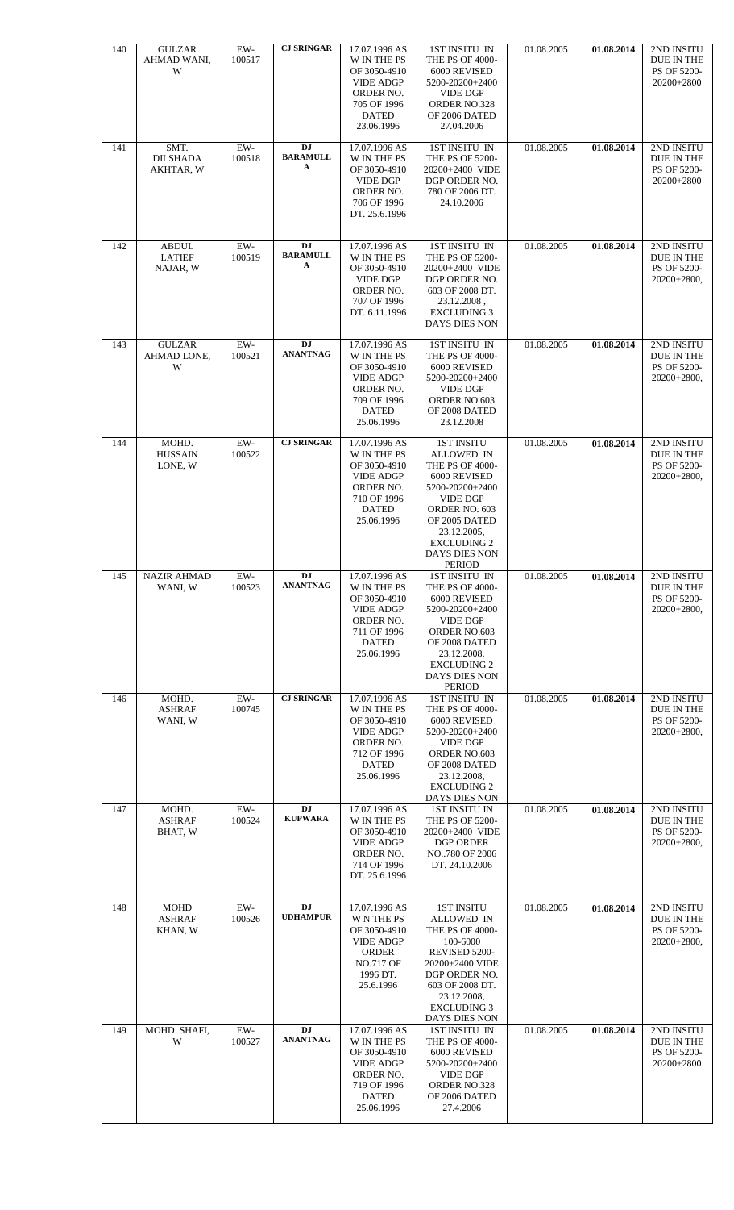| 140 | GULZAR AHMAD WANI, W | EW-100517 | **CJ SRINGAR** | 17.07.1996 AS W IN THE PS OF 3050-4910 VIDE ADGP ORDER NO. 705 OF 1996 DATED 23.06.1996 | 1ST INSITU IN THE PS OF 4000-6000 REVISED 5200-20200+2400 VIDE DGP ORDER NO.328 OF 2006 DATED 27.04.2006 | 01.08.2005 | **01.08.2014** | 2ND INSITU DUE IN THE PS OF 5200-20200+2800 |
|---|---|---|---|---|---|---|---|---|
| 141 | SMT. DILSHADA AKHTAR, W | EW-100518 | **DJ BARAMULLA** | 17.07.1996 AS W IN THE PS OF 3050-4910 VIDE DGP ORDER NO. 706 OF 1996 DT. 25.6.1996 | 1ST INSITU IN THE PS OF 5200-20200+2400 VIDE DGP ORDER NO. 780 OF 2006 DT. 24.10.2006 | 01.08.2005 | **01.08.2014** | 2ND INSITU DUE IN THE PS OF 5200-20200+2800 |
| 142 | ABDUL LATIEF NAJAR, W | EW-100519 | **DJ BARAMULLA** | 17.07.1996 AS W IN THE PS OF 3050-4910 VIDE DGP ORDER NO. 707 OF 1996 DT. 6.11.1996 | 1ST INSITU IN THE PS OF 5200-20200+2400 VIDE DGP ORDER NO. 603 OF 2008 DT. 23.12.2008 , EXCLUDING 3 DAYS DIES NON | 01.08.2005 | **01.08.2014** | 2ND INSITU DUE IN THE PS OF 5200-20200+2800, |
| 143 | GULZAR AHMAD LONE, W | EW-100521 | **DJ ANANTNAG** | 17.07.1996 AS W IN THE PS OF 3050-4910 VIDE ADGP ORDER NO. 709 OF 1996 DATED 25.06.1996 | 1ST INSITU IN THE PS OF 4000-6000 REVISED 5200-20200+2400 VIDE DGP ORDER NO.603 OF 2008 DATED 23.12.2008 | 01.08.2005 | **01.08.2014** | 2ND INSITU DUE IN THE PS OF 5200-20200+2800, |
| 144 | MOHD. HUSSAIN LONE, W | EW-100522 | **CJ SRINGAR** | 17.07.1996 AS W IN THE PS OF 3050-4910 VIDE ADGP ORDER NO. 710 OF 1996 DATED 25.06.1996 | 1ST INSITU ALLOWED IN THE PS OF 4000-6000 REVISED 5200-20200+2400 VIDE DGP ORDER NO. 603 OF 2005 DATED 23.12.2005, EXCLUDING 2 DAYS DIES NON PERIOD | 01.08.2005 | **01.08.2014** | 2ND INSITU DUE IN THE PS OF 5200-20200+2800, |
| 145 | NAZIR AHMAD WANI, W | EW-100523 | **DJ ANANTNAG** | 17.07.1996 AS W IN THE PS OF 3050-4910 VIDE ADGP ORDER NO. 711 OF 1996 DATED 25.06.1996 | 1ST INSITU IN THE PS OF 4000-6000 REVISED 5200-20200+2400 VIDE DGP ORDER NO.603 OF 2008 DATED 23.12.2008, EXCLUDING 2 DAYS DIES NON PERIOD | 01.08.2005 | **01.08.2014** | 2ND INSITU DUE IN THE PS OF 5200-20200+2800, |
| 146 | MOHD. ASHRAF WANI, W | EW-100745 | **CJ SRINGAR** | 17.07.1996 AS W IN THE PS OF 3050-4910 VIDE ADGP ORDER NO. 712 OF 1996 DATED 25.06.1996 | 1ST INSITU IN THE PS OF 4000-6000 REVISED 5200-20200+2400 VIDE DGP ORDER NO.603 OF 2008 DATED 23.12.2008, EXCLUDING 2 DAYS DIES NON | 01.08.2005 | **01.08.2014** | 2ND INSITU DUE IN THE PS OF 5200-20200+2800, |
| 147 | MOHD. ASHRAF BHAT, W | EW-100524 | **DJ KUPWARA** | 17.07.1996 AS W IN THE PS OF 3050-4910 VIDE ADGP ORDER NO. 714 OF 1996 DT. 25.6.1996 | 1ST INSITU IN THE PS OF 5200-20200+2400 VIDE DGP ORDER NO..780 OF 2006 DT. 24.10.2006 | 01.08.2005 | **01.08.2014** | 2ND INSITU DUE IN THE PS OF 5200-20200+2800, |
| 148 | MOHD ASHRAF KHAN, W | EW-100526 | **DJ UDHAMPUR** | 17.07.1996 AS W N THE PS OF 3050-4910 VIDE ADGP ORDER NO.717 OF 1996 DT. 25.6.1996 | 1ST INSITU ALLOWED IN THE PS OF 4000-100-6000 REVISED 5200-20200+2400 VIDE DGP ORDER NO. 603 OF 2008 DT. 23.12.2008, EXCLUDING 3 DAYS DIES NON | 01.08.2005 | **01.08.2014** | 2ND INSITU DUE IN THE PS OF 5200-20200+2800, |
| 149 | MOHD. SHAFI, W | EW-100527 | **DJ ANANTNAG** | 17.07.1996 AS W IN THE PS OF 3050-4910 VIDE ADGP ORDER NO. 719 OF 1996 DATED 25.06.1996 | 1ST INSITU IN THE PS OF 4000-6000 REVISED 5200-20200+2400 VIDE DGP ORDER NO.328 OF 2006 DATED 27.4.2006 | 01.08.2005 | **01.08.2014** | 2ND INSITU DUE IN THE PS OF 5200-20200+2800 |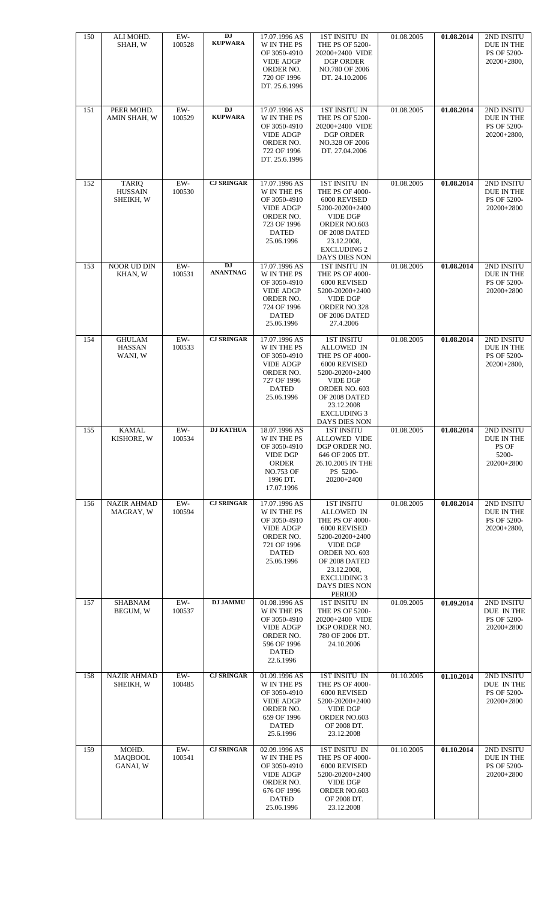| 150 | ALI MOHD. SHAH, W | EW-100528 | **DJ KUPWARA** | 17.07.1996 AS W IN THE PS OF 3050-4910 VIDE ADGP ORDER NO. 720 OF 1996 DT. 25.6.1996 | 1ST INSITU IN THE PS OF 5200-20200+2400 VIDE DGP ORDER NO.780 OF 2006 DT. 24.10.2006 | 01.08.2005 | **01.08.2014** | 2ND INSITU DUE IN THE PS OF 5200-20200+2800, |
|---|---|---|---|---|---|---|---|---|
| 151 | PEER MOHD. AMIN SHAH, W | EW-100529 | **DJ KUPWARA** | 17.07.1996 AS W IN THE PS OF 3050-4910 VIDE ADGP ORDER NO. 722 OF 1996 DT. 25.6.1996 | 1ST INSITU IN THE PS OF 5200-20200+2400 VIDE DGP ORDER NO.328 OF 2006 DT. 27.04.2006 | 01.08.2005 | **01.08.2014** | 2ND INSITU DUE IN THE PS OF 5200-20200+2800, |
| 152 | TARIQ HUSSAIN SHEIKH, W | EW-100530 | **CJ SRINGAR** | 17.07.1996 AS W IN THE PS OF 3050-4910 VIDE ADGP ORDER NO. 723 OF 1996 DATED 25.06.1996 | 1ST INSITU IN THE PS OF 4000-6000 REVISED 5200-20200+2400 VIDE DGP ORDER NO.603 OF 2008 DATED 23.12.2008, EXCLUDING 2 DAYS DIES NON | 01.08.2005 | **01.08.2014** | 2ND INSITU DUE IN THE PS OF 5200-20200+2800 |
| 153 | NOOR UD DIN KHAN, W | EW-100531 | **DJ ANANTNAG** | 17.07.1996 AS W IN THE PS OF 3050-4910 VIDE ADGP ORDER NO. 724 OF 1996 DATED 25.06.1996 | 1ST INSITU IN THE PS OF 4000-6000 REVISED 5200-20200+2400 VIDE DGP ORDER NO.328 OF 2006 DATED 27.4.2006 | 01.08.2005 | **01.08.2014** | 2ND INSITU DUE IN THE PS OF 5200-20200+2800 |
| 154 | GHULAM HASSAN WANI, W | EW-100533 | **CJ SRINGAR** | 17.07.1996 AS W IN THE PS OF 3050-4910 VIDE ADGP ORDER NO. 727 OF 1996 DATED 25.06.1996 | 1ST INSITU ALLOWED IN THE PS OF 4000-6000 REVISED 5200-20200+2400 VIDE DGP ORDER NO. 603 OF 2008 DATED 23.12.2008 EXCLUDING 3 DAYS DIES NON | 01.08.2005 | **01.08.2014** | 2ND INSITU DUE IN THE PS OF 5200-20200+2800, |
| 155 | KAMAL KISHORE, W | EW-100534 | **DJ KATHUA** | 18.07.1996 AS W IN THE PS OF 3050-4910 VIDE DGP ORDER NO.753 OF 1996 DT. 17.07.1996 | 1ST INSITU ALLOWED VIDE DGP ORDER NO. 646 OF 2005 DT. 26.10.2005 IN THE PS 5200-20200+2400 | 01.08.2005 | **01.08.2014** | 2ND INSITU DUE IN THE PS OF 5200-20200+2800 |
| 156 | NAZIR AHMAD MAGRAY, W | EW-100594 | **CJ SRINGAR** | 17.07.1996 AS W IN THE PS OF 3050-4910 VIDE ADGP ORDER NO. 721 OF 1996 DATED 25.06.1996 | 1ST INSITU ALLOWED IN THE PS OF 4000-6000 REVISED 5200-20200+2400 VIDE DGP ORDER NO. 603 OF 2008 DATED 23.12.2008, EXCLUDING 3 DAYS DIES NON PERIOD | 01.08.2005 | **01.08.2014** | 2ND INSITU DUE IN THE PS OF 5200-20200+2800, |
| 157 | SHABNAM BEGUM, W | EW-100537 | **DJ JAMMU** | 01.08.1996 AS W IN THE PS OF 3050-4910 VIDE ADGP ORDER NO. 596 OF 1996 DATED 22.6.1996 | 1ST INSITU IN THE PS OF 5200-20200+2400 VIDE DGP ORDER NO. 780 OF 2006 DT. 24.10.2006 | 01.09.2005 | **01.09.2014** | 2ND INSITU DUE IN THE PS OF 5200-20200+2800 |
| 158 | NAZIR AHMAD SHEIKH, W | EW-100485 | **CJ SRINGAR** | 01.09.1996 AS W IN THE PS OF 3050-4910 VIDE ADGP ORDER NO. 659 OF 1996 DATED 25.6.1996 | 1ST INSITU IN THE PS OF 4000-6000 REVISED 5200-20200+2400 VIDE DGP ORDER NO.603 OF 2008 DT. 23.12.2008 | 01.10.2005 | **01.10.2014** | 2ND INSITU DUE IN THE PS OF 5200-20200+2800 |
| 159 | MOHD. MAQBOOL GANAI, W | EW-100541 | **CJ SRINGAR** | 02.09.1996 AS W IN THE PS OF 3050-4910 VIDE ADGP ORDER NO. 676 OF 1996 DATED 25.06.1996 | 1ST INSITU IN THE PS OF 4000-6000 REVISED 5200-20200+2400 VIDE DGP ORDER NO.603 OF 2008 DT. 23.12.2008 | 01.10.2005 | **01.10.2014** | 2ND INSITU DUE IN THE PS OF 5200-20200+2800 |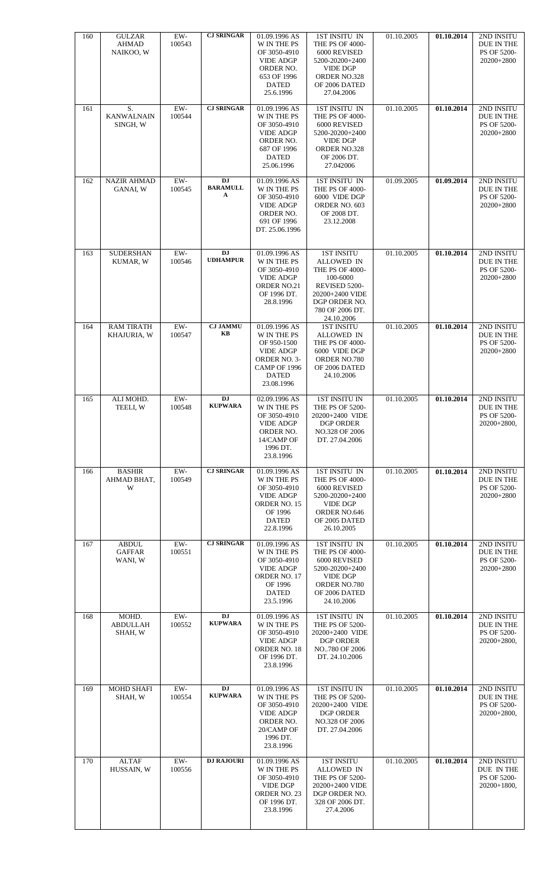| 160 | GULZAR AHMAD NAIKOO, W | EW-100543 | **CJ SRINGAR** | 01.09.1996 AS W IN THE PS OF 3050-4910 VIDE ADGP ORDER NO. 653 OF 1996 DATED 25.6.1996 | 1ST INSITU IN THE PS OF 4000-6000 REVISED 5200-20200+2400 VIDE DGP ORDER NO.328 OF 2006 DATED 27.04.2006 | 01.10.2005 | **01.10.2014** | 2ND INSITU DUE IN THE PS OF 5200-20200+2800 |
|---|---|---|---|---|---|---|---|---|
| 161 | S. KANWALNAIN SINGH, W | EW-100544 | **CJ SRINGAR** | 01.09.1996 AS W IN THE PS OF 3050-4910 VIDE ADGP ORDER NO. 687 OF 1996 DATED 25.06.1996 | 1ST INSITU IN THE PS OF 4000-6000 REVISED 5200-20200+2400 VIDE DGP ORDER NO.328 OF 2006 DT. 27.042006 | 01.10.2005 | **01.10.2014** | 2ND INSITU DUE IN THE PS OF 5200-20200+2800 |
| 162 | NAZIR AHMAD GANAI, W | EW-100545 | **DJ BARAMULLA** | 01.09.1996 AS W IN THE PS OF 3050-4910 VIDE ADGP ORDER NO. 691 OF 1996 DT. 25.06.1996 | 1ST INSITU IN THE PS OF 4000-6000 VIDE DGP ORDER NO. 603 OF 2008 DT. 23.12.2008 | 01.09.2005 | **01.09.2014** | 2ND INSITU DUE IN THE PS OF 5200-20200+2800 |
| 163 | SUDERSHAN KUMAR, W | EW-100546 | **DJ UDHAMPUR** | 01.09.1996 AS W IN THE PS OF 3050-4910 VIDE ADGP ORDER NO.21 OF 1996 DT. 28.8.1996 | 1ST INSITU ALLOWED IN THE PS OF 4000-100-6000 REVISED 5200-20200+2400 VIDE DGP ORDER NO. 780 OF 2006 DT. 24.10.2006 | 01.10.2005 | **01.10.2014** | 2ND INSITU DUE IN THE PS OF 5200-20200+2800 |
| 164 | RAM TIRATH KHAJURIA, W | EW-100547 | **CJ JAMMU KB** | 01.09.1996 AS W IN THE PS OF 950-1500 VIDE ADGP ORDER NO. 3-CAMP OF 1996 DATED 23.08.1996 | 1ST INSITU ALLOWED IN THE PS OF 4000-6000 VIDE DGP ORDER NO.780 OF 2006 DATED 24.10.2006 | 01.10.2005 | **01.10.2014** | 2ND INSITU DUE IN THE PS OF 5200-20200+2800 |
| 165 | ALI MOHD. TEELI, W | EW-100548 | **DJ KUPWARA** | 02.09.1996 AS W IN THE PS OF 3050-4910 VIDE ADGP ORDER NO. 14/CAMP OF 1996 DT. 23.8.1996 | 1ST INSITU IN THE PS OF 5200-20200+2400 VIDE DGP ORDER NO.328 OF 2006 DT. 27.04.2006 | 01.10.2005 | **01.10.2014** | 2ND INSITU DUE IN THE PS OF 5200-20200+2800, |
| 166 | BASHIR AHMAD BHAT, W | EW-100549 | **CJ SRINGAR** | 01.09.1996 AS W IN THE PS OF 3050-4910 VIDE ADGP ORDER NO. 15 OF 1996 DATED 22.8.1996 | 1ST INSITU IN THE PS OF 4000-6000 REVISED 5200-20200+2400 VIDE DGP ORDER NO.646 OF 2005 DATED 26.10.2005 | 01.10.2005 | **01.10.2014** | 2ND INSITU DUE IN THE PS OF 5200-20200+2800 |
| 167 | ABDUL GAFFAR WANI, W | EW-100551 | **CJ SRINGAR** | 01.09.1996 AS W IN THE PS OF 3050-4910 VIDE ADGP ORDER NO. 17 OF 1996 DATED 23.5.1996 | 1ST INSITU IN THE PS OF 4000-6000 REVISED 5200-20200+2400 VIDE DGP ORDER NO.780 OF 2006 DATED 24.10.2006 | 01.10.2005 | **01.10.2014** | 2ND INSITU DUE IN THE PS OF 5200-20200+2800 |
| 168 | MOHD. ABDULLAH SHAH, W | EW-100552 | **DJ KUPWARA** | 01.09.1996 AS W IN THE PS OF 3050-4910 VIDE ADGP ORDER NO. 18 OF 1996 DT. 23.8.1996 | 1ST INSITU IN THE PS OF 5200-20200+2400 VIDE DGP ORDER NO..780 OF 2006 DT. 24.10.2006 | 01.10.2005 | **01.10.2014** | 2ND INSITU DUE IN THE PS OF 5200-20200+2800, |
| 169 | MOHD SHAFI SHAH, W | EW-100554 | **DJ KUPWARA** | 01.09.1996 AS W IN THE PS OF 3050-4910 VIDE ADGP ORDER NO. 20/CAMP OF 1996 DT. 23.8.1996 | 1ST INSITU IN THE PS OF 5200-20200+2400 VIDE DGP ORDER NO.328 OF 2006 DT. 27.04.2006 | 01.10.2005 | **01.10.2014** | 2ND INSITU DUE IN THE PS OF 5200-20200+2800, |
| 170 | ALTAF HUSSAIN, W | EW-100556 | **DJ RAJOURI** | 01.09.1996 AS W IN THE PS OF 3050-4910 VIDE DGP ORDER NO. 23 OF 1996 DT. 23.8.1996 | 1ST INSITU ALLOWED IN THE PS OF 5200-20200+2400 VIDE DGP ORDER NO. 328 OF 2006 DT. 27.4.2006 | 01.10.2005 | **01.10.2014** | 2ND INSITU DUE IN THE PS OF 5200-20200+1800, |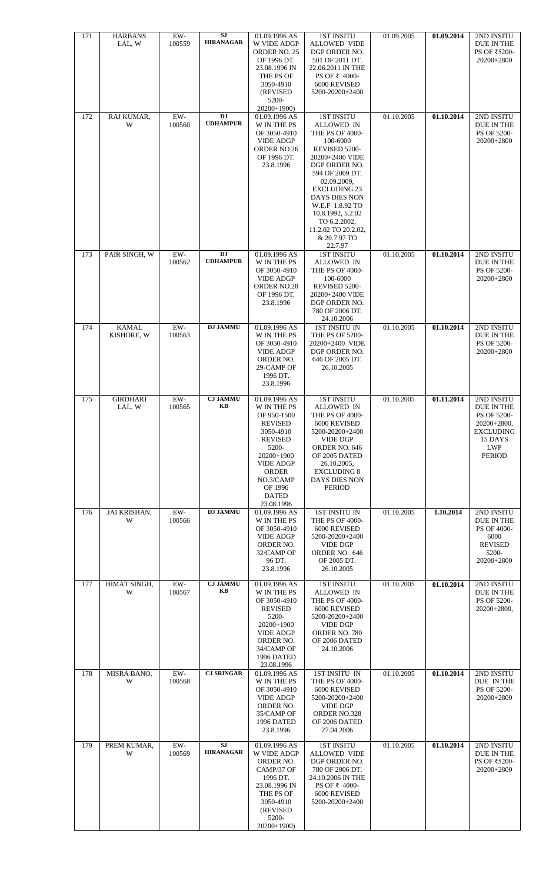| 171 | HARBANS LAL, W | EW-100559 | **SJ HIRANAGAR** | 01.09.1996 AS W VIDE ADGP ORDER NO. 25 OF 1996 DT. 23.08.1996 IN THE PS OF 3050-4910 (REVISED 5200-20200+1900) | 1ST INSITU ALLOWED VIDE DGP ORDER NO. 501 OF 2011 DT. 22.06.2011 IN THE PS OF ₹ 4000-6000 REVISED 5200-20200+2400 | 01.09.2005 | **01.09.2014** | 2ND INSITU DUE IN THE PS OF ₹5200-20200+2800 |
|---|---|---|---|---|---|---|---|---|
| 172 | RAJ KUMAR, W | EW-100560 | **DJ UDHAMPUR** | 01.09.1996 AS W IN THE PS OF 3050-4910 VIDE ADGP ORDER NO.26 OF 1996 DT. 23.8.1996 | 1ST INSITU ALLOWED IN THE PS OF 4000-100-6000 REVISED 5200-20200+2400 VIDE DGP ORDER NO. 594 OF 2009 DT. 02.09.2009, EXCLUDING 23 DAYS DIES NON W.E.F 1.8.92 TO 10.8.1992, 5.2.02 TO 6.2.2002, 11.2.02 TO 20.2.02, & 20.7.97 TO 22.7.97 | 01.10.2005 | **01.10.2014** | 2ND INSITU DUE IN THE PS OF 5200-20200+2800 |
| 173 | PAIR SINGH, W | EW-100562 | **DJ UDHAMPUR** | 01.09.1996 AS W IN THE PS OF 3050-4910 VIDE ADGP ORDER NO.28 OF 1996 DT. 23.8.1996 | 1ST INSITU ALLOWED IN THE PS OF 4000-100-6000 REVISED 5200-20200+2400 VIDE DGP ORDER NO. 780 OF 2006 DT. 24.10.2006 | 01.10.2005 | **01.10.2014** | 2ND INSITU DUE IN THE PS OF 5200-20200+2800 |
| 174 | KAMAL KISHORE, W | EW-100563 | **DJ JAMMU** | 01.09.1996 AS W IN THE PS OF 3050-4910 VIDE ADGP ORDER NO. 29-CAMP OF 1996 DT. 23.8.1996 | 1ST INSITU IN THE PS OF 5200-20200+2400 VIDE DGP ORDER NO. 646 OF 2005 DT. 26.10.2005 | 01.10.2005 | **01.10.2014** | 2ND INSITU DUE IN THE PS OF 5200-20200+2800 |
| 175 | GIRDHARI LAL, W | EW-100565 | **CJ JAMMU KB** | 01.09.1996 AS W IN THE PS OF 950-1500 REVISED 3050-4910 REVISED 5200-20200+1900 VIDE ADGP ORDER NO.3/CAMP OF 1996 DATED 23.08.1996 | 1ST INSITU ALLOWED IN THE PS OF 4000-6000 REVISED 5200-20200+2400 VIDE DGP ORDER NO. 646 OF 2005 DATED 26.10.2005, EXCLUDING 8 DAYS DIES NON PERIOD | 01.10.2005 | **01.11.2014** | 2ND INSITU DUE IN THE PS OF 5200-20200+2800, EXCLUDING 15 DAYS LWP PERIOD |
| 176 | JAI KRISHAN, W | EW-100566 | **DJ JAMMU** | 01.09.1996 AS W IN THE PS OF 3050-4910 VIDE ADGP ORDER NO. 32/CAMP OF 96 DT. 23.8.1996 | 1ST INSITU IN THE PS OF 4000-6000 REVISED 5200-20200+2400 VIDE DGP ORDER NO. 646 OF 2005 DT. 26.10.2005 | 01.10.2005 | **1.10.2014** | 2ND INSITU DUE IN THE PS OF 4000-6000 REVISED 5200-20200+2800 |
| 177 | HIMAT SINGH, W | EW-100567 | **CJ JAMMU KB** | 01.09.1996 AS W IN THE PS OF 3050-4910 REVISED 5200-20200+1900 VIDE ADGP ORDER NO. 34/CAMP OF 1996 DATED 23.08.1996 | 1ST INSITU ALLOWED IN THE PS OF 4000-6000 REVISED 5200-20200+2400 VIDE DGP ORDER NO. 780 OF 2006 DATED 24.10.2006 | 01.10.2005 | **01.10.2014** | 2ND INSITU DUE IN THE PS OF 5200-20200+2800, |
| 178 | MISRA BANO, W | EW-100568 | **CJ SRINGAR** | 01.09.1996 AS W IN THE PS OF 3050-4910 VIDE ADGP ORDER NO. 35/CAMP OF 1996 DATED 23.08.1996 | 1ST INSITU IN THE PS OF 4000-6000 REVISED 5200-20200+2400 VIDE DGP ORDER NO.328 OF 2006 DATED 27.04.2006 | 01.10.2005 | **01.10.2014** | 2ND INSITU DUE IN THE PS OF 5200-20200+2800 |
| 179 | PREM KUMAR, W | EW-100569 | **SJ HIRANAGAR** | 01.09.1996 AS W VIDE ADGP ORDER NO. CAMP/37 OF 1996 DT. 23.08.1996 IN THE PS OF 3050-4910 (REVISED 5200-20200+1900) | 1ST INSITU ALLOWED VIDE DGP ORDER NO. 780 OF 2006 DT. 24.10.2006 IN THE PS OF ₹ 4000-6000 REVISED 5200-20200+2400 | 01.10.2005 | **01.10.2014** | 2ND INSITU DUE IN THE PS OF ₹5200-20200+2800 |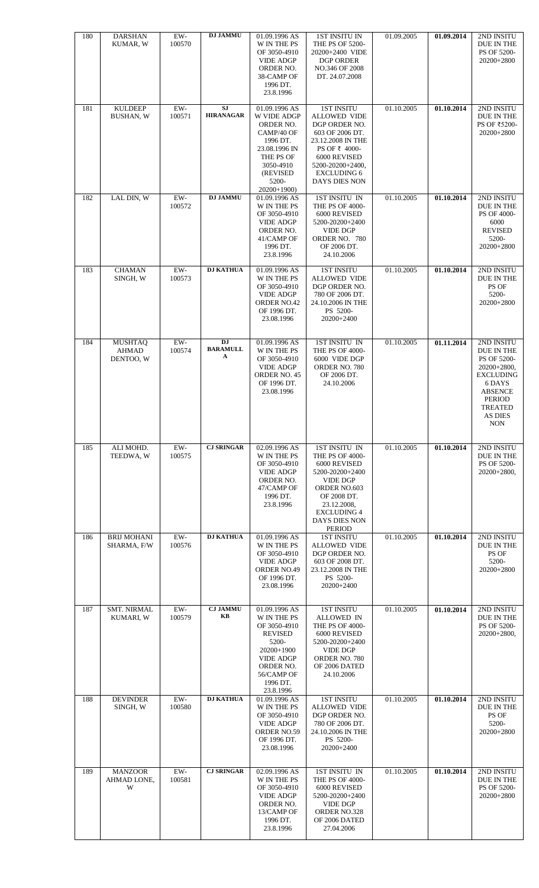| 180 | DARSHAN KUMAR, W | EW-100570 | **DJ JAMMU** | 01.09.1996 AS W IN THE PS OF 3050-4910 VIDE ADGP ORDER NO. 38-CAMP OF 1996 DT. 23.8.1996 | 1ST INSITU IN THE PS OF 5200-20200+2400 VIDE DGP ORDER NO.346 OF 2008 DT. 24.07.2008 | 01.09.2005 | **01.09.2014** | 2ND INSITU DUE IN THE PS OF 5200-20200+2800 |
|---|---|---|---|---|---|---|---|---|
| 181 | KULDEEP BUSHAN, W | EW-100571 | **SJ HIRANAGAR** | 01.09.1996 AS W VIDE ADGP ORDER NO. CAMP/40 OF 1996 DT. 23.08.1996 IN THE PS OF 3050-4910 (REVISED 5200-20200+1900) | 1ST INSITU ALLOWED VIDE DGP ORDER NO. 603 OF 2006 DT. 23.12.2008 IN THE PS OF ₹ 4000-6000 REVISED 5200-20200+2400, EXCLUDING 6 DAYS DIES NON | 01.10.2005 | **01.10.2014** | 2ND INSITU DUE IN THE PS OF ₹5200-20200+2800 |
| 182 | LAL DIN, W | EW-100572 | **DJ JAMMU** | 01.09.1996 AS W IN THE PS OF 3050-4910 VIDE ADGP ORDER NO. 41/CAMP OF 1996 DT. 23.8.1996 | 1ST INSITU IN THE PS OF 4000-6000 REVISED 5200-20200+2400 VIDE DGP ORDER NO. 780 OF 2006 DT. 24.10.2006 | 01.10.2005 | **01.10.2014** | 2ND INSITU DUE IN THE PS OF 4000-6000 REVISED 5200-20200+2800 |
| 183 | CHAMAN SINGH, W | EW-100573 | **DJ KATHUA** | 01.09.1996 AS W IN THE PS OF 3050-4910 VIDE ADGP ORDER NO.42 OF 1996 DT. 23.08.1996 | 1ST INSITU ALLOWED VIDE DGP ORDER NO. 780 OF 2006 DT. 24.10.2006 IN THE PS 5200-20200+2400 | 01.10.2005 | **01.10.2014** | 2ND INSITU DUE IN THE PS OF 5200-20200+2800 |
| 184 | MUSHTAQ AHMAD DENTOO, W | EW-100574 | **DJ BARAMULLA** | 01.09.1996 AS W IN THE PS OF 3050-4910 VIDE ADGP ORDER NO. 45 OF 1996 DT. 23.08.1996 | 1ST INSITU IN THE PS OF 4000-6000 VIDE DGP ORDER NO. 780 OF 2006 DT. 24.10.2006 | 01.10.2005 | **01.11.2014** | 2ND INSITU DUE IN THE PS OF 5200-20200+2800, EXCLUDING 6 DAYS ABSENCE PERIOD TREATED AS DIES NON |
| 185 | ALI MOHD. TEEDWA, W | EW-100575 | **CJ SRINGAR** | 02.09.1996 AS W IN THE PS OF 3050-4910 VIDE ADGP ORDER NO. 47/CAMP OF 1996 DT. 23.8.1996 | 1ST INSITU IN THE PS OF 4000-6000 REVISED 5200-20200+2400 VIDE DGP ORDER NO.603 OF 2008 DT. 23.12.2008, EXCLUDING 4 DAYS DIES NON PERIOD | 01.10.2005 | **01.10.2014** | 2ND INSITU DUE IN THE PS OF 5200-20200+2800, |
| 186 | BRIJ MOHANI SHARMA, F/W | EW-100576 | **DJ KATHUA** | 01.09.1996 AS W IN THE PS OF 3050-4910 VIDE ADGP ORDER NO.49 OF 1996 DT. 23.08.1996 | 1ST INSITU ALLOWED VIDE DGP ORDER NO. 603 OF 2008 DT. 23.12.2008 IN THE PS 5200-20200+2400 | 01.10.2005 | **01.10.2014** | 2ND INSITU DUE IN THE PS OF 5200-20200+2800 |
| 187 | SMT. NIRMAL KUMARI, W | EW-100579 | **CJ JAMMU KB** | 01.09.1996 AS W IN THE PS OF 3050-4910 REVISED 5200-20200+1900 VIDE ADGP ORDER NO. 56/CAMP OF 1996 DT. 23.8.1996 | 1ST INSITU ALLOWED IN THE PS OF 4000-6000 REVISED 5200-20200+2400 VIDE DGP ORDER NO. 780 OF 2006 DATED 24.10.2006 | 01.10.2005 | **01.10.2014** | 2ND INSITU DUE IN THE PS OF 5200-20200+2800, |
| 188 | DEVINDER SINGH, W | EW-100580 | **DJ KATHUA** | 01.09.1996 AS W IN THE PS OF 3050-4910 VIDE ADGP ORDER NO.59 OF 1996 DT. 23.08.1996 | 1ST INSITU ALLOWED VIDE DGP ORDER NO. 780 OF 2006 DT. 24.10.2006 IN THE PS 5200-20200+2400 | 01.10.2005 | **01.10.2014** | 2ND INSITU DUE IN THE PS OF 5200-20200+2800 |
| 189 | MANZOOR AHMAD LONE, W | EW-100581 | **CJ SRINGAR** | 02.09.1996 AS W IN THE PS OF 3050-4910 VIDE ADGP ORDER NO. 13/CAMP OF 1996 DT. 23.8.1996 | 1ST INSITU IN THE PS OF 4000-6000 REVISED 5200-20200+2400 VIDE DGP ORDER NO.328 OF 2006 DATED 27.04.2006 | 01.10.2005 | **01.10.2014** | 2ND INSITU DUE IN THE PS OF 5200-20200+2800 |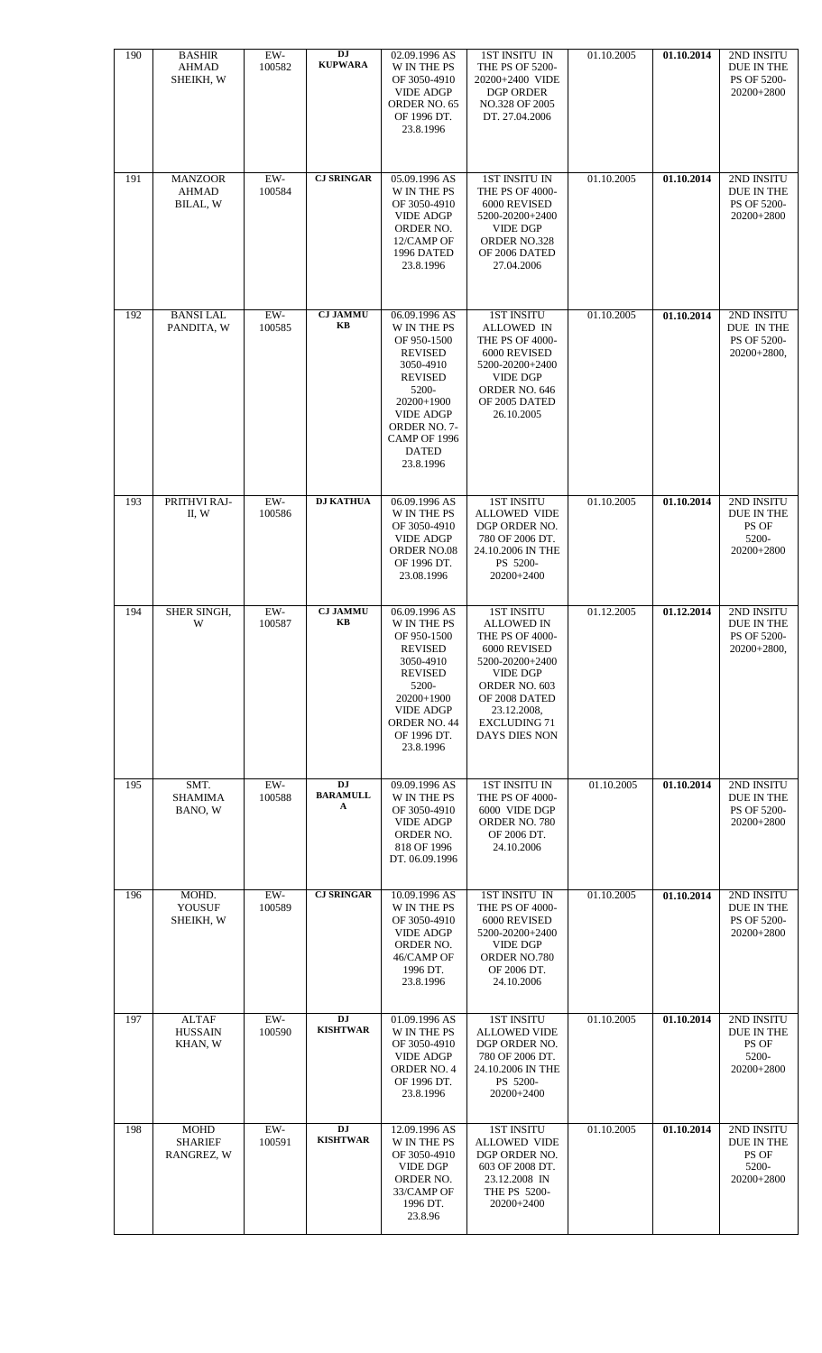| 190 | BASHIR AHMAD SHEIKH, W | EW-100582 | **DJ KUPWARA** | 02.09.1996 AS W IN THE PS OF 3050-4910 VIDE ADGP ORDER NO. 65 OF 1996 DT. 23.8.1996 | 1ST INSITU IN THE PS OF 5200-20200+2400 VIDE DGP ORDER NO.328 OF 2005 DT. 27.04.2006 | 01.10.2005 | **01.10.2014** | 2ND INSITU DUE IN THE PS OF 5200-20200+2800 |
|---|---|---|---|---|---|---|---|---|
| 191 | MANZOOR AHMAD BILAL, W | EW-100584 | **CJ SRINGAR** | 05.09.1996 AS W IN THE PS OF 3050-4910 VIDE ADGP ORDER NO. 12/CAMP OF 1996 DATED 23.8.1996 | 1ST INSITU IN THE PS OF 4000-6000 REVISED 5200-20200+2400 VIDE DGP ORDER NO.328 OF 2006 DATED 27.04.2006 | 01.10.2005 | **01.10.2014** | 2ND INSITU DUE IN THE PS OF 5200-20200+2800 |
| 192 | BANSI LAL PANDITA, W | EW-100585 | **CJ JAMMU KB** | 06.09.1996 AS W IN THE PS OF 950-1500 REVISED 3050-4910 REVISED 5200-20200+1900 VIDE ADGP ORDER NO. 7-CAMP OF 1996 DATED 23.8.1996 | 1ST INSITU ALLOWED IN THE PS OF 4000-6000 REVISED 5200-20200+2400 VIDE DGP ORDER NO. 646 OF 2005 DATED 26.10.2005 | 01.10.2005 | **01.10.2014** | 2ND INSITU DUE IN THE PS OF 5200-20200+2800, |
| 193 | PRITHVI RAJ-II, W | EW-100586 | **DJ KATHUA** | 06.09.1996 AS W IN THE PS OF 3050-4910 VIDE ADGP ORDER NO.08 OF 1996 DT. 23.08.1996 | 1ST INSITU ALLOWED VIDE DGP ORDER NO. 780 OF 2006 DT. 24.10.2006 IN THE PS 5200-20200+2400 | 01.10.2005 | **01.10.2014** | 2ND INSITU DUE IN THE PS OF 5200-20200+2800 |
| 194 | SHER SINGH, W | EW-100587 | **CJ JAMMU KB** | 06.09.1996 AS W IN THE PS OF 950-1500 REVISED 3050-4910 REVISED 5200-20200+1900 VIDE ADGP ORDER NO. 44 OF 1996 DT. 23.8.1996 | 1ST INSITU ALLOWED IN THE PS OF 4000-6000 REVISED 5200-20200+2400 VIDE DGP ORDER NO. 603 OF 2008 DATED 23.12.2008, EXCLUDING 71 DAYS DIES NON | 01.12.2005 | **01.12.2014** | 2ND INSITU DUE IN THE PS OF 5200-20200+2800, |
| 195 | SMT. SHAMIMA BANO, W | EW-100588 | **DJ BARAMULLA** | 09.09.1996 AS W IN THE PS OF 3050-4910 VIDE ADGP ORDER NO. 818 OF 1996 DT. 06.09.1996 | 1ST INSITU IN THE PS OF 4000-6000 VIDE DGP ORDER NO. 780 OF 2006 DT. 24.10.2006 | 01.10.2005 | **01.10.2014** | 2ND INSITU DUE IN THE PS OF 5200-20200+2800 |
| 196 | MOHD. YOUSUF SHEIKH, W | EW-100589 | **CJ SRINGAR** | 10.09.1996 AS W IN THE PS OF 3050-4910 VIDE ADGP ORDER NO. 46/CAMP OF 1996 DT. 23.8.1996 | 1ST INSITU IN THE PS OF 4000-6000 REVISED 5200-20200+2400 VIDE DGP ORDER NO.780 OF 2006 DT. 24.10.2006 | 01.10.2005 | **01.10.2014** | 2ND INSITU DUE IN THE PS OF 5200-20200+2800 |
| 197 | ALTAF HUSSAIN KHAN, W | EW-100590 | **DJ KISHTWAR** | 01.09.1996 AS W IN THE PS OF 3050-4910 VIDE ADGP ORDER NO. 4 OF 1996 DT. 23.8.1996 | 1ST INSITU ALLOWED VIDE DGP ORDER NO. 780 OF 2006 DT. 24.10.2006 IN THE PS 5200-20200+2400 | 01.10.2005 | **01.10.2014** | 2ND INSITU DUE IN THE PS OF 5200-20200+2800 |
| 198 | MOHD SHARIEF RANGREZ, W | EW-100591 | **DJ KISHTWAR** | 12.09.1996 AS W IN THE PS OF 3050-4910 VIDE DGP ORDER NO. 33/CAMP OF 1996 DT. 23.8.96 | 1ST INSITU ALLOWED VIDE DGP ORDER NO. 603 OF 2008 DT. 23.12.2008 IN THE PS 5200-20200+2400 | 01.10.2005 | **01.10.2014** | 2ND INSITU DUE IN THE PS OF 5200-20200+2800 |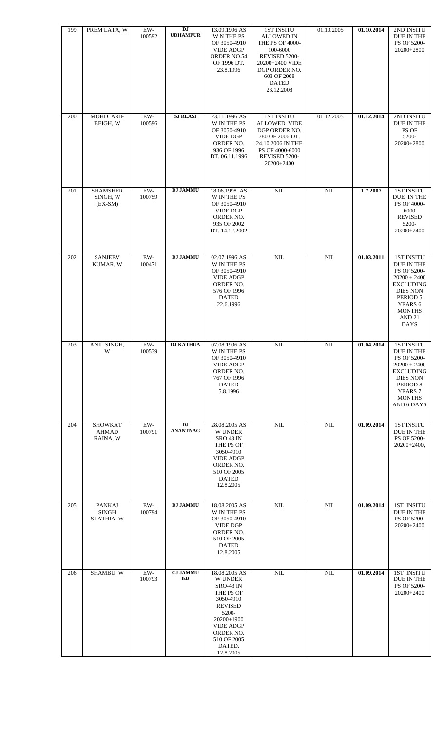| 199 | PREM LATA, W | EW-100592 | **DJ UDHAMPUR** | 13.09.1996 AS W N THE PS OF 3050-4910 VIDE ADGP ORDER NO.54 OF 1996 DT. 23.8.1996 | 1ST INSITU ALLOWED IN THE PS OF 4000-100-6000 REVISED 5200-20200+2400 VIDE DGP ORDER NO. 603 OF 2008 DATED 23.12.2008 | 01.10.2005 | **01.10.2014** | 2ND INSITU DUE IN THE PS OF 5200-20200+2800 |
|---|---|---|---|---|---|---|---|---|
| 200 | MOHD. ARIF BEIGH, W | EW-100596 | **SJ REASI** | 23.11.1996 AS W IN THE PS OF 3050-4910 VIDE DGP ORDER NO. 936 OF 1996 DT. 06.11.1996 | 1ST INSITU ALLOWED VIDE DGP ORDER NO. 780 OF 2006 DT. 24.10.2006 IN THE PS OF 4000-6000 REVISED 5200-20200+2400 | 01.12.2005 | **01.12.2014** | 2ND INSITU DUE IN THE PS OF 5200-20200+2800 |
| 201 | SHAMSHER SINGH, W (EX-SM) | EW-100759 | **DJ JAMMU** | 18.06.1998 AS W IN THE PS OF 3050-4910 VIDE DGP ORDER NO. 935 OF 2002 DT. 14.12.2002 | NIL | NIL | **1.7.2007** | 1ST INSITU DUE IN THE PS OF 4000-6000 REVISED 5200-20200+2400 |
| 202 | SANJEEV KUMAR, W | EW-100471 | **DJ JAMMU** | 02.07.1996 AS W IN THE PS OF 3050-4910 VIDE ADGP ORDER NO. 576 OF 1996 DATED 22.6.1996 | NIL | NIL | **01.03.2011** | 1ST INSITU DUE IN THE PS OF 5200-20200 + 2400 EXCLUDING DIES NON PERIOD 5 YEARS 6 MONTHS AND 21 DAYS |
| 203 | ANIL SINGH, W | EW-100539 | **DJ KATHUA** | 07.08.1996 AS W IN THE PS OF 3050-4910 VIDE ADGP ORDER NO. 767 OF 1996 DATED 5.8.1996 | NIL | NIL | **01.04.2014** | 1ST INSITU DUE IN THE PS OF 5200-20200 + 2400 EXCLUDING DIES NON PERIOD 8 YEARS 7 MONTHS AND 6 DAYS |
| 204 | SHOWKAT AHMAD RAINA, W | EW-100791 | **DJ ANANTNAG** | 28.08.2005 AS W UNDER SRO 43 IN THE PS OF 3050-4910 VIDE ADGP ORDER NO. 510 OF 2005 DATED 12.8.2005 | NIL | NIL | **01.09.2014** | 1ST INSITU DUE IN THE PS OF 5200-20200+2400, |
| 205 | PANKAJ SINGH SLATHIA, W | EW-100794 | **DJ JAMMU** | 18.08.2005 AS W IN THE PS OF 3050-4910 VIDE DGP ORDER NO. 510 OF 2005 DATED 12.8.2005 | NIL | NIL | **01.09.2014** | 1ST INSITU DUE IN THE PS OF 5200-20200+2400 |
| 206 | SHAMBU, W | EW-100793 | **CJ JAMMU KB** | 18.08.2005 AS W UNDER SRO-43 IN THE PS OF 3050-4910 REVISED 5200-20200+1900 VIDE ADGP ORDER NO. 510 OF 2005 DATED. 12.8.2005 | NIL | NIL | **01.09.2014** | 1ST INSITU DUE IN THE PS OF 5200-20200+2400 |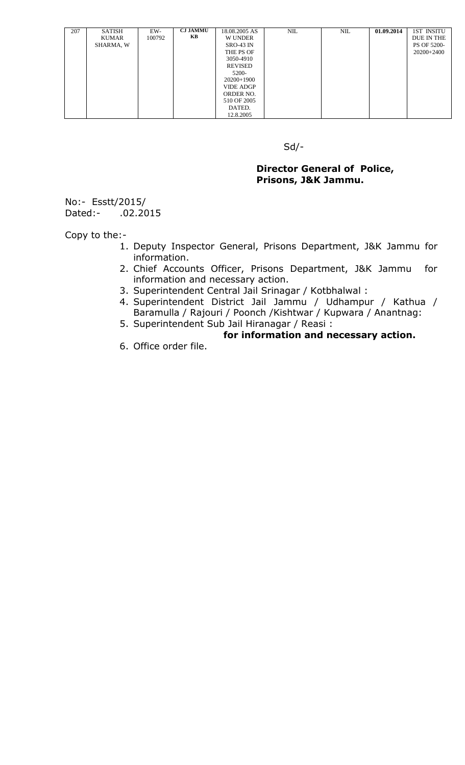| | | | | | | | | |
|---|---|---|---|---|---|---|---|---|
| 207 | SATISH KUMAR SHARMA, W | EW-100792 | **CJ JAMMU KB** | 18.08.2005 AS W UNDER SRO-43 IN THE PS OF 3050-4910 REVISED 5200-20200+1900 VIDE ADGP ORDER NO. 510 OF 2005 DATED. 12.8.2005 | NIL | NIL | **01.09.2014** | 1ST INSITU DUE IN THE PS OF 5200-20200+2400 |

Sd/-

**Director General of Police, Prisons, J&K Jammu.**

No:- Esstt/2015/
Dated:- .02.2015

Copy to the:-

1. Deputy Inspector General, Prisons Department, J&K Jammu for information.
2. Chief Accounts Officer, Prisons Department, J&K Jammu for information and necessary action.
3. Superintendent Central Jail Srinagar / Kotbhalwal :
4. Superintendent District Jail Jammu / Udhampur / Kathua / Baramulla / Rajouri / Poonch /Kishtwar / Kupwara / Anantnag:
5. Superintendent Sub Jail Hiranagar / Reasi :

   **for information and necessary action.**
6. Office order file.